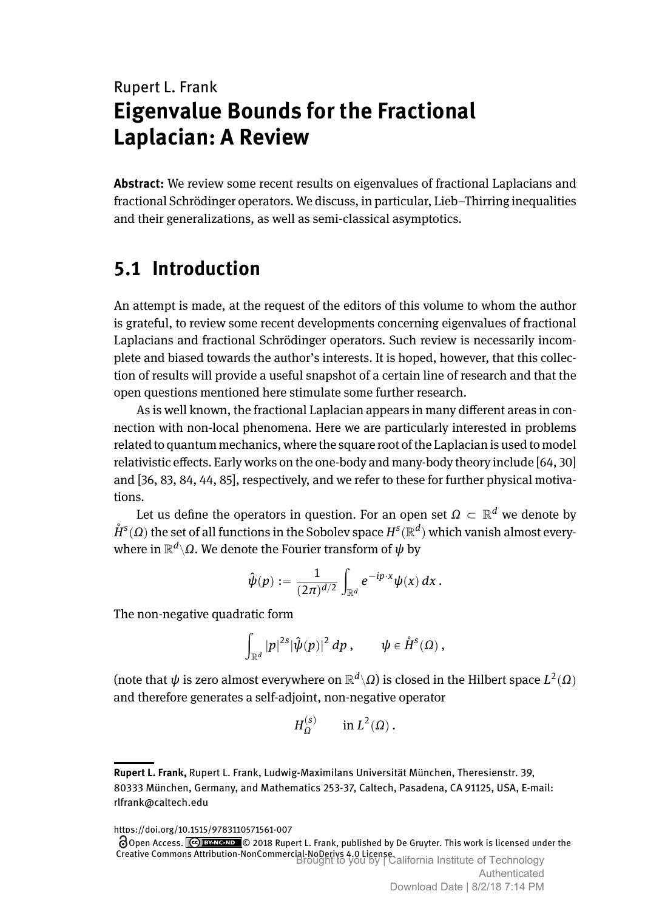Rupert L. Frank

# Eigenvalue Bounds for the Fractional Laplacian: A Review

**Abstract:** We review some recent results on eigenvalues of fractional Laplacians and fractional Schrödinger operators. We discuss, in particular, Lieb–Thirring inequalities and their generalizations, as well as semi-classical asymptotics.

## 5.1 Introduction

An attempt is made, at the request of the editors of this volume to whom the author is grateful, to review some recent developments concerning eigenvalues of fractional Laplacians and fractional Schrödinger operators. Such review is necessarily incomplete and biased towards the author's interests. It is hoped, however, that this collection of results will provide a useful snapshot of a certain line of research and that the open questions mentioned here stimulate some further research.

As is well known, the fractional Laplacian appears in many different areas in connection with non-local phenomena. Here we are particularly interested in problems related to quantum mechanics, where the square root of the Laplacian is used to model relativistic effects. Early works on the one-body and many-body theory include [64, 30] and [36, 83, 84, 44, 85], respectively, and we refer to these for further physical motivations.

Let us define the operators in question. For an open set $\Omega \subset \mathbb{R}^d$ we denote by $\mathring{H}^s(\Omega)$ the set of all functions in the Sobolev space $H^s(\mathbb{R}^d)$ which vanish almost everywhere in $\mathbb{R}^d \backslash \Omega$. We denote the Fourier transform of $\psi$ by

$$\hat{\psi}(p) := \frac{1}{(2\pi)^{d/2}} \int_{\mathbb{R}^d} e^{-ip\cdot x} \psi(x)\, dx\,.$$

The non-negative quadratic form

$$\int_{\mathbb{R}^d} |p|^{2s} |\hat{\psi}(p)|^2\, dp\,, \qquad \psi \in \mathring{H}^s(\Omega)\,,$$

(note that $\psi$ is zero almost everywhere on $\mathbb{R}^d \backslash \Omega$) is closed in the Hilbert space $L^2(\Omega)$ and therefore generates a self-adjoint, non-negative operator

$$H_\Omega^{(s)} \qquad \text{in } L^2(\Omega)\,.$$

---

**Rupert L. Frank,** Rupert L. Frank, Ludwig-Maximilans Universität München, Theresienstr. 39, 80333 München, Germany, and Mathematics 253-37, Caltech, Pasadena, CA 91125, USA, E-mail: rlfrank@caltech.edu

https://doi.org/10.1515/9783110571561-007

Open Access. © 2018 Rupert L. Frank, published by De Gruyter. This work is licensed under the Creative Commons Attribution-NonCommercial-NoDerivs 4.0 License.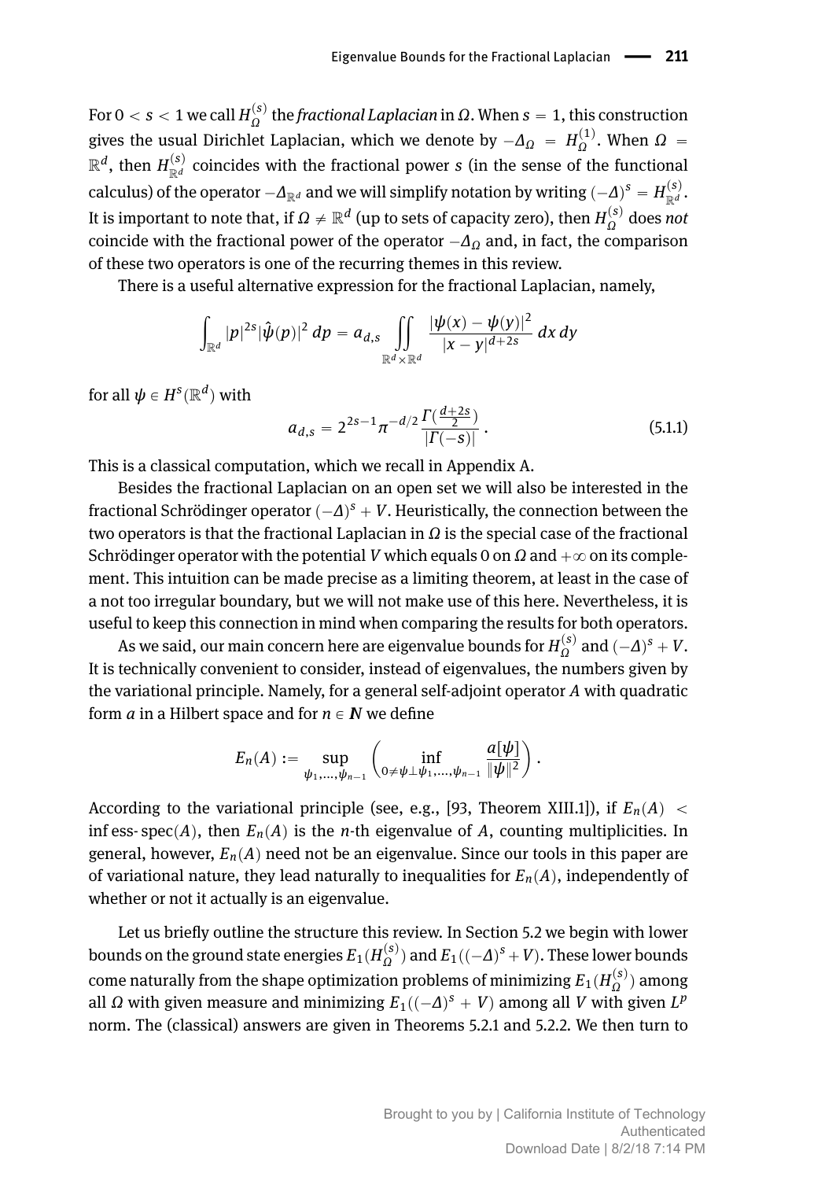For $0 < s < 1$ we call $H_\Omega^{(s)}$ the *fractional Laplacian* in $\Omega$. When $s = 1$, this construction gives the usual Dirichlet Laplacian, which we denote by $-\Delta_\Omega = H_\Omega^{(1)}$. When $\Omega = \mathbb{R}^d$, then $H_{\mathbb{R}^d}^{(s)}$ coincides with the fractional power $s$ (in the sense of the functional calculus) of the operator $-\Delta_{\mathbb{R}^d}$ and we will simplify notation by writing $(-\Delta)^s = H_{\mathbb{R}^d}^{(s)}$. It is important to note that, if $\Omega \neq \mathbb{R}^d$ (up to sets of capacity zero), then $H_\Omega^{(s)}$ does *not* coincide with the fractional power of the operator $-\Delta_\Omega$ and, in fact, the comparison of these two operators is one of the recurring themes in this review.

There is a useful alternative expression for the fractional Laplacian, namely,

$$\int_{\mathbb{R}^d} |p|^{2s} |\hat{\psi}(p)|^2 \, dp = a_{d,s} \iint\limits_{\mathbb{R}^d \times \mathbb{R}^d} \frac{|\psi(x) - \psi(y)|^2}{|x-y|^{d+2s}} \, dx \, dy$$

for all $\psi \in H^s(\mathbb{R}^d)$ with

$$a_{d,s} = 2^{2s-1} \pi^{-d/2} \frac{\Gamma(\frac{d+2s}{2})}{|\Gamma(-s)|} \,. \tag{5.1.1}$$

This is a classical computation, which we recall in Appendix A.

Besides the fractional Laplacian on an open set we will also be interested in the fractional Schrödinger operator $(-\Delta)^s + V$. Heuristically, the connection between the two operators is that the fractional Laplacian in $\Omega$ is the special case of the fractional Schrödinger operator with the potential $V$ which equals 0 on $\Omega$ and $+\infty$ on its complement. This intuition can be made precise as a limiting theorem, at least in the case of a not too irregular boundary, but we will not make use of this here. Nevertheless, it is useful to keep this connection in mind when comparing the results for both operators.

As we said, our main concern here are eigenvalue bounds for $H_\Omega^{(s)}$ and $(-\Delta)^s + V$. It is technically convenient to consider, instead of eigenvalues, the numbers given by the variational principle. Namely, for a general self-adjoint operator $A$ with quadratic form $a$ in a Hilbert space and for $n \in \mathbf{N}$ we define

$$E_n(A) := \sup_{\psi_1, \ldots, \psi_{n-1}} \left( \inf_{0 \neq \psi \perp \psi_1, \ldots, \psi_{n-1}} \frac{a[\psi]}{\|\psi\|^2} \right).$$

According to the variational principle (see, e.g., [93, Theorem XIII.1]), if $E_n(A) < \inf \operatorname{ess-spec}(A)$, then $E_n(A)$ is the $n$-th eigenvalue of $A$, counting multiplicities. In general, however, $E_n(A)$ need not be an eigenvalue. Since our tools in this paper are of variational nature, they lead naturally to inequalities for $E_n(A)$, independently of whether or not it actually is an eigenvalue.

Let us briefly outline the structure this review. In Section 5.2 we begin with lower bounds on the ground state energies $E_1(H_\Omega^{(s)})$ and $E_1((-\Delta)^s + V)$. These lower bounds come naturally from the shape optimization problems of minimizing $E_1(H_\Omega^{(s)})$ among all $\Omega$ with given measure and minimizing $E_1((-\Delta)^s + V)$ among all $V$ with given $L^p$ norm. The (classical) answers are given in Theorems 5.2.1 and 5.2.2. We then turn to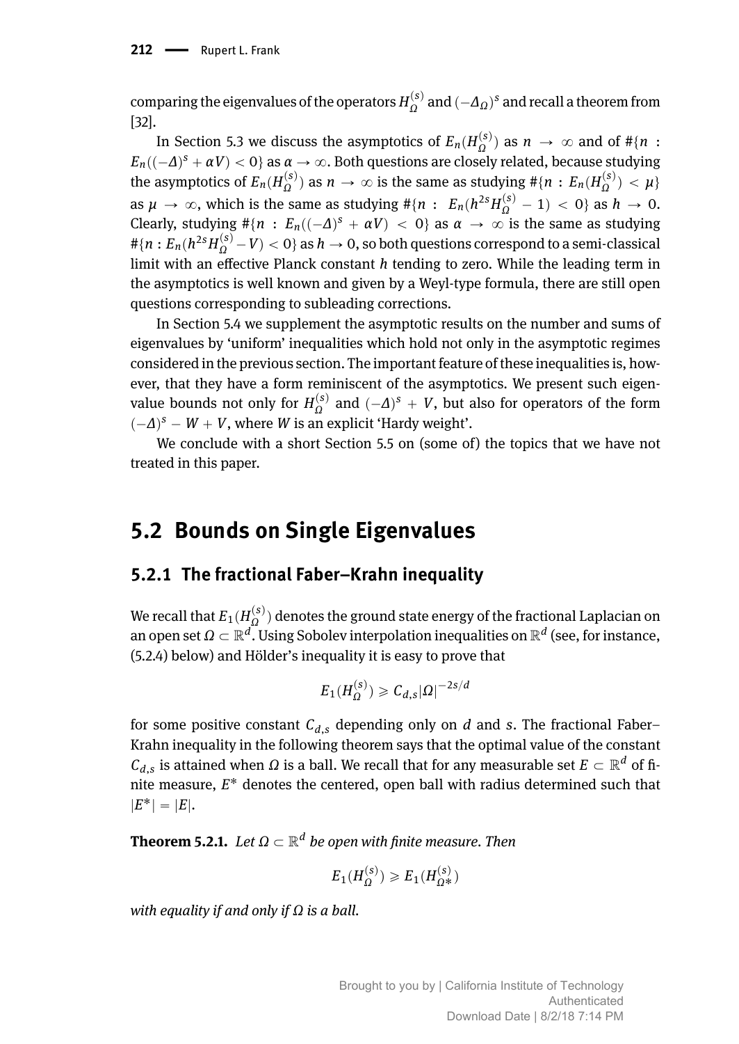comparing the eigenvalues of the operators $H_\Omega^{(s)}$ and $(-\Delta_\Omega)^s$ and recall a theorem from [32].

In Section 5.3 we discuss the asymptotics of $E_n(H_\Omega^{(s)})$ as $n \to \infty$ and of $\#\{n : E_n((-\Delta)^s + \alpha V) < 0\}$ as $\alpha \to \infty$. Both questions are closely related, because studying the asymptotics of $E_n(H_\Omega^{(s)})$ as $n \to \infty$ is the same as studying $\#\{n : E_n(H_\Omega^{(s)}) < \mu\}$ as $\mu \to \infty$, which is the same as studying $\#\{n : E_n(h^{2s} H_\Omega^{(s)} - 1) < 0\}$ as $h \to 0$. Clearly, studying $\#\{n : E_n((-\Delta)^s + \alpha V) < 0\}$ as $\alpha \to \infty$ is the same as studying $\#\{n : E_n(h^{2s} H_\Omega^{(s)} - V) < 0\}$ as $h \to 0$, so both questions correspond to a semi-classical limit with an effective Planck constant $h$ tending to zero. While the leading term in the asymptotics is well known and given by a Weyl-type formula, there are still open questions corresponding to subleading corrections.

In Section 5.4 we supplement the asymptotic results on the number and sums of eigenvalues by 'uniform' inequalities which hold not only in the asymptotic regimes considered in the previous section. The important feature of these inequalities is, however, that they have a form reminiscent of the asymptotics. We present such eigenvalue bounds not only for $H_\Omega^{(s)}$ and $(-\Delta)^s + V$, but also for operators of the form $(-\Delta)^s - W + V$, where $W$ is an explicit 'Hardy weight'.

We conclude with a short Section 5.5 on (some of) the topics that we have not treated in this paper.

## 5.2 Bounds on Single Eigenvalues

### 5.2.1 The fractional Faber–Krahn inequality

We recall that $E_1(H_\Omega^{(s)})$ denotes the ground state energy of the fractional Laplacian on an open set $\Omega \subset \mathbb{R}^d$. Using Sobolev interpolation inequalities on $\mathbb{R}^d$ (see, for instance, (5.2.4) below) and Hölder's inequality it is easy to prove that

$$E_1(H_\Omega^{(s)}) \geqslant C_{d,s} |\Omega|^{-2s/d}$$

for some positive constant $C_{d,s}$ depending only on $d$ and $s$. The fractional Faber–Krahn inequality in the following theorem says that the optimal value of the constant $C_{d,s}$ is attained when $\Omega$ is a ball. We recall that for any measurable set $E \subset \mathbb{R}^d$ of finite measure, $E^*$ denotes the centered, open ball with radius determined such that $|E^*| = |E|$.

**Theorem 5.2.1.** *Let $\Omega \subset \mathbb{R}^d$ be open with finite measure. Then*

$$E_1(H_\Omega^{(s)}) \geqslant E_1(H_{\Omega^*}^{(s)})$$

*with equality if and only if $\Omega$ is a ball.*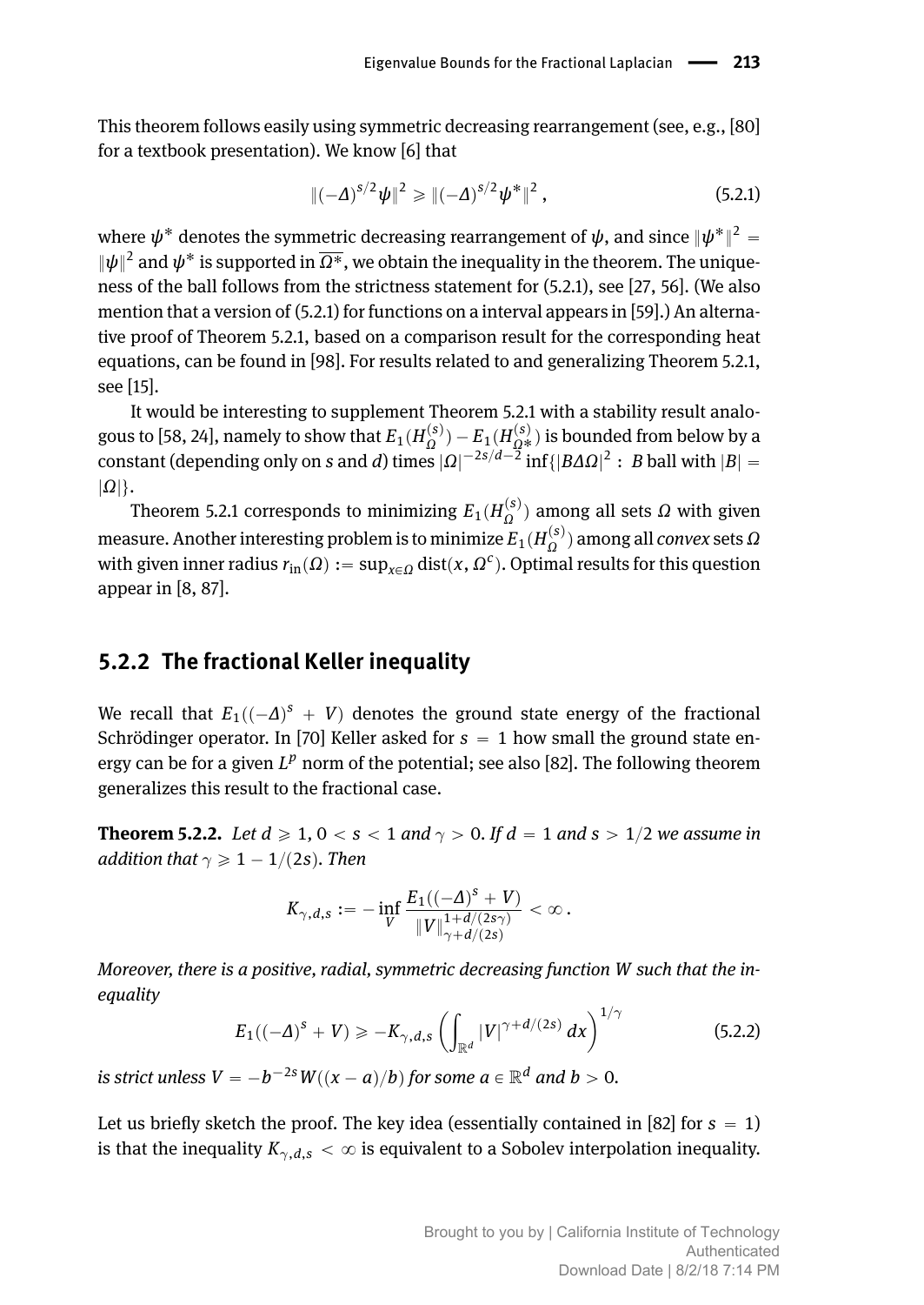This theorem follows easily using symmetric decreasing rearrangement (see, e.g., [80] for a textbook presentation). We know [6] that

$$\|(-\Delta)^{s/2}\psi\|^2 \geqslant \|(-\Delta)^{s/2}\psi^*\|^2\,, \tag{5.2.1}$$

where $\psi^*$ denotes the symmetric decreasing rearrangement of $\psi$, and since $\|\psi^*\|^2 = \|\psi\|^2$ and $\psi^*$ is supported in $\overline{\Omega^*}$, we obtain the inequality in the theorem. The uniqueness of the ball follows from the strictness statement for (5.2.1), see [27, 56]. (We also mention that a version of (5.2.1) for functions on a interval appears in [59].) An alternative proof of Theorem 5.2.1, based on a comparison result for the corresponding heat equations, can be found in [98]. For results related to and generalizing Theorem 5.2.1, see [15].

It would be interesting to supplement Theorem 5.2.1 with a stability result analogous to [58, 24], namely to show that $E_1(H_\Omega^{(s)}) - E_1(H_{\Omega^*}^{(s)})$ is bounded from below by a constant (depending only on $s$ and $d$) times $|\Omega|^{-2s/d-2}\inf\{|B\Delta\Omega|^2 :\ B \text{ ball with } |B| = |\Omega|\}$.

Theorem 5.2.1 corresponds to minimizing $E_1(H_\Omega^{(s)})$ among all sets $\Omega$ with given measure. Another interesting problem is to minimize $E_1(H_\Omega^{(s)})$ among all *convex* sets $\Omega$ with given inner radius $r_{\text{in}}(\Omega) := \sup_{x\in\Omega}\operatorname{dist}(x, \Omega^c)$. Optimal results for this question appear in [8, 87].

## 5.2.2 The fractional Keller inequality

We recall that $E_1((-\Delta)^s + V)$ denotes the ground state energy of the fractional Schrödinger operator. In [70] Keller asked for $s = 1$ how small the ground state energy can be for a given $L^p$ norm of the potential; see also [82]. The following theorem generalizes this result to the fractional case.

**Theorem 5.2.2.** *Let $d \geqslant 1$, $0 < s < 1$ and $\gamma > 0$. If $d = 1$ and $s > 1/2$ we assume in addition that $\gamma \geqslant 1 - 1/(2s)$. Then*

$$K_{\gamma,d,s} := -\inf_V \frac{E_1((-\Delta)^s + V)}{\|V\|_{\gamma+d/(2s)}^{1+d/(2s\gamma)}} < \infty\,.$$

*Moreover, there is a positive, radial, symmetric decreasing function $W$ such that the inequality*

$$E_1((-\Delta)^s + V) \geqslant -K_{\gamma,d,s}\left(\int_{\mathbb{R}^d} |V|^{\gamma+d/(2s)}\,dx\right)^{1/\gamma} \tag{5.2.2}$$

*is strict unless $V = -b^{-2s}W((x-a)/b)$ for some $a \in \mathbb{R}^d$ and $b > 0$.*

Let us briefly sketch the proof. The key idea (essentially contained in [82] for $s = 1$) is that the inequality $K_{\gamma,d,s} < \infty$ is equivalent to a Sobolev interpolation inequality.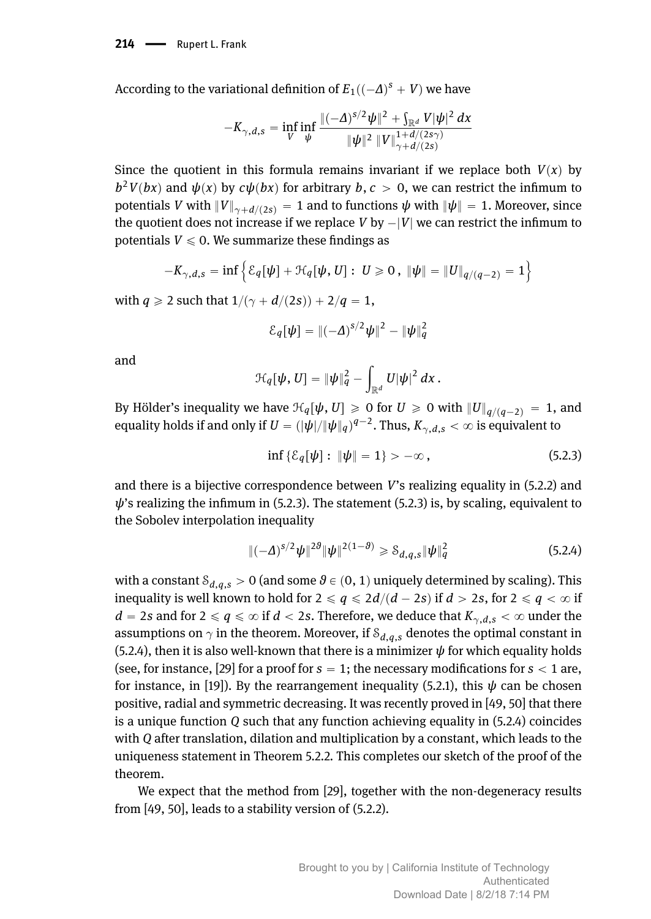According to the variational definition of $E_1((-\Delta)^s + V)$ we have

$$-K_{\gamma,d,s} = \inf_V \inf_\psi \frac{\|(-\Delta)^{s/2}\psi\|^2 + \int_{\mathbb{R}^d} V|\psi|^2\,dx}{\|\psi\|^2\,\|V\|_{\gamma+d/(2s)}^{1+d/(2s\gamma)}}$$

Since the quotient in this formula remains invariant if we replace both $V(x)$ by $b^2V(bx)$ and $\psi(x)$ by $c\psi(bx)$ for arbitrary $b, c > 0$, we can restrict the infimum to potentials $V$ with $\|V\|_{\gamma+d/(2s)} = 1$ and to functions $\psi$ with $\|\psi\| = 1$. Moreover, since the quotient does not increase if we replace $V$ by $-|V|$ we can restrict the infimum to potentials $V \leqslant 0$. We summarize these findings as

$$-K_{\gamma,d,s} = \inf\left\{\mathcal{E}_q[\psi] + \mathcal{H}_q[\psi, U] :\ U \geqslant 0\,,\ \|\psi\| = \|U\|_{q/(q-2)} = 1\right\}$$

with $q \geqslant 2$ such that $1/(\gamma + d/(2s)) + 2/q = 1$,

$$\mathcal{E}_q[\psi] = \|(-\Delta)^{s/2}\psi\|^2 - \|\psi\|_q^2$$

and

$$\mathcal{H}_q[\psi, U] = \|\psi\|_q^2 - \int_{\mathbb{R}^d} U|\psi|^2\,dx\,.$$

By Hölder's inequality we have $\mathcal{H}_q[\psi, U] \geqslant 0$ for $U \geqslant 0$ with $\|U\|_{q/(q-2)} = 1$, and equality holds if and only if $U = (|\psi|/\|\psi\|_q)^{q-2}$. Thus, $K_{\gamma,d,s} < \infty$ is equivalent to

$$\inf\{\mathcal{E}_q[\psi] :\ \|\psi\| = 1\} > -\infty\,, \tag{5.2.3}$$

and there is a bijective correspondence between $V$'s realizing equality in (5.2.2) and $\psi$'s realizing the infimum in (5.2.3). The statement (5.2.3) is, by scaling, equivalent to the Sobolev interpolation inequality

$$\|(-\Delta)^{s/2}\psi\|^{2\vartheta}\|\psi\|^{2(1-\vartheta)} \geqslant \mathcal{S}_{d,q,s}\|\psi\|_q^2 \tag{5.2.4}$$

with a constant $\mathcal{S}_{d,q,s} > 0$ (and some $\vartheta \in (0, 1)$ uniquely determined by scaling). This inequality is well known to hold for $2 \leqslant q \leqslant 2d/(d-2s)$ if $d > 2s$, for $2 \leqslant q < \infty$ if $d = 2s$ and for $2 \leqslant q \leqslant \infty$ if $d < 2s$. Therefore, we deduce that $K_{\gamma,d,s} < \infty$ under the assumptions on $\gamma$ in the theorem. Moreover, if $\mathcal{S}_{d,q,s}$ denotes the optimal constant in (5.2.4), then it is also well-known that there is a minimizer $\psi$ for which equality holds (see, for instance, [29] for a proof for $s = 1$; the necessary modifications for $s < 1$ are, for instance, in [19]). By the rearrangement inequality (5.2.1), this $\psi$ can be chosen positive, radial and symmetric decreasing. It was recently proved in [49, 50] that there is a unique function $Q$ such that any function achieving equality in (5.2.4) coincides with $Q$ after translation, dilation and multiplication by a constant, which leads to the uniqueness statement in Theorem 5.2.2. This completes our sketch of the proof of the theorem.

We expect that the method from [29], together with the non-degeneracy results from [49, 50], leads to a stability version of (5.2.2).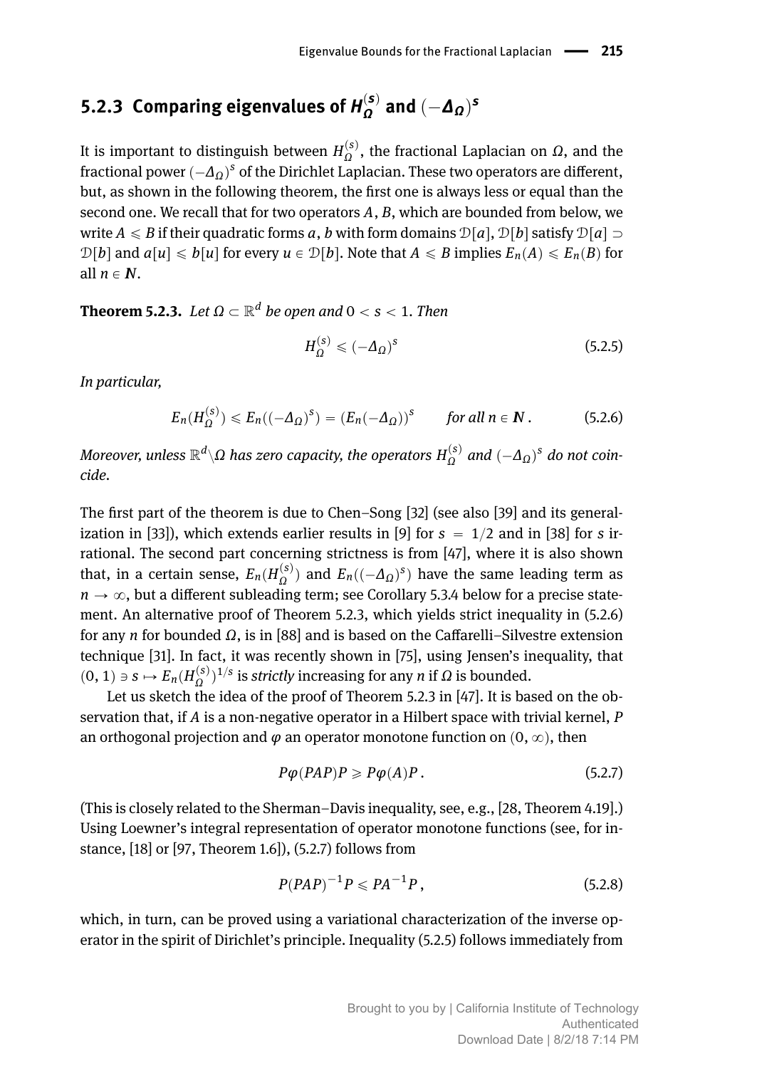### 5.2.3 Comparing eigenvalues of $H_\Omega^{(s)}$ and $(-\Delta_\Omega)^s$

It is important to distinguish between $H_\Omega^{(s)}$, the fractional Laplacian on $\Omega$, and the fractional power $(-\Delta_\Omega)^s$ of the Dirichlet Laplacian. These two operators are different, but, as shown in the following theorem, the first one is always less or equal than the second one. We recall that for two operators $A$, $B$, which are bounded from below, we write $A \leqslant B$ if their quadratic forms $a$, $b$ with form domains $\mathcal{D}[a]$, $\mathcal{D}[b]$ satisfy $\mathcal{D}[a] \supset \mathcal{D}[b]$ and $a[u] \leqslant b[u]$ for every $u \in \mathcal{D}[b]$. Note that $A \leqslant B$ implies $E_n(A) \leqslant E_n(B)$ for all $n \in \boldsymbol{N}$.

**Theorem 5.2.3.** *Let $\Omega \subset \mathbb{R}^d$ be open and $0 < s < 1$. Then*

$$H_\Omega^{(s)} \leqslant (-\Delta_\Omega)^s \tag{5.2.5}$$

*In particular,*

$$E_n(H_\Omega^{(s)}) \leqslant E_n((-\Delta_\Omega)^s) = (E_n(-\Delta_\Omega))^s \qquad \text{for all } n \in \boldsymbol{N}\,. \tag{5.2.6}$$

*Moreover, unless $\mathbb{R}^d \backslash \Omega$ has zero capacity, the operators $H_\Omega^{(s)}$ and $(-\Delta_\Omega)^s$ do not coincide.*

The first part of the theorem is due to Chen–Song [32] (see also [39] and its generalization in [33]), which extends earlier results in [9] for $s = 1/2$ and in [38] for $s$ irrational. The second part concerning strictness is from [47], where it is also shown that, in a certain sense, $E_n(H_\Omega^{(s)})$ and $E_n((-\Delta_\Omega)^s)$ have the same leading term as $n \to \infty$, but a different subleading term; see Corollary 5.3.4 below for a precise statement. An alternative proof of Theorem 5.2.3, which yields strict inequality in (5.2.6) for any $n$ for bounded $\Omega$, is in [88] and is based on the Caffarelli–Silvestre extension technique [31]. In fact, it was recently shown in [75], using Jensen's inequality, that $(0, 1) \ni s \mapsto E_n(H_\Omega^{(s)})^{1/s}$ is *strictly* increasing for any $n$ if $\Omega$ is bounded.

Let us sketch the idea of the proof of Theorem 5.2.3 in [47]. It is based on the observation that, if $A$ is a non-negative operator in a Hilbert space with trivial kernel, $P$ an orthogonal projection and $\varphi$ an operator monotone function on $(0, \infty)$, then

$$P\varphi(PAP)P \geqslant P\varphi(A)P\,. \tag{5.2.7}$$

(This is closely related to the Sherman–Davis inequality, see, e.g., [28, Theorem 4.19].) Using Loewner's integral representation of operator monotone functions (see, for instance, [18] or [97, Theorem 1.6]), (5.2.7) follows from

$$P(PAP)^{-1}P \leqslant PA^{-1}P\,, \tag{5.2.8}$$

which, in turn, can be proved using a variational characterization of the inverse operator in the spirit of Dirichlet's principle. Inequality (5.2.5) follows immediately from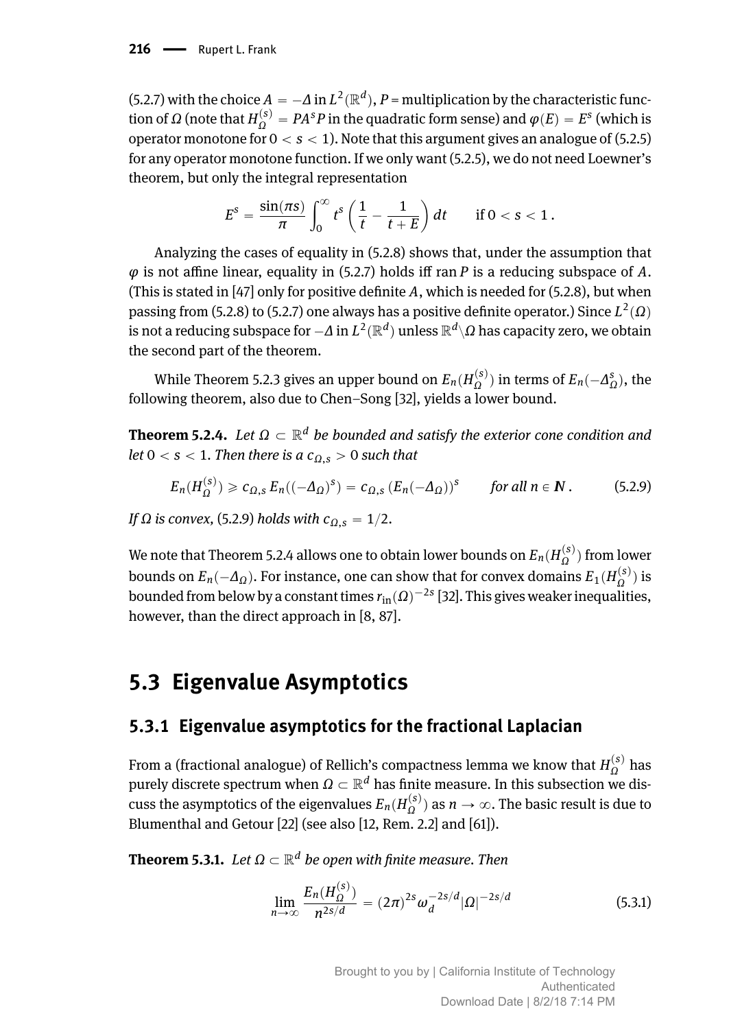(5.2.7) with the choice $A = -\Delta$ in $L^2(\mathbb{R}^d)$, $P$ = multiplication by the characteristic function of $\Omega$ (note that $H_\Omega^{(s)} = PA^sP$ in the quadratic form sense) and $\varphi(E) = E^s$ (which is operator monotone for $0 < s < 1$). Note that this argument gives an analogue of (5.2.5) for any operator monotone function. If we only want (5.2.5), we do not need Loewner's theorem, but only the integral representation

$$E^s = \frac{\sin(\pi s)}{\pi} \int_0^\infty t^s \left( \frac{1}{t} - \frac{1}{t+E} \right) dt \qquad \text{if } 0 < s < 1 .$$

Analyzing the cases of equality in (5.2.8) shows that, under the assumption that $\varphi$ is not affine linear, equality in (5.2.7) holds iff ran $P$ is a reducing subspace of $A$. (This is stated in [47] only for positive definite $A$, which is needed for (5.2.8), but when passing from (5.2.8) to (5.2.7) one always has a positive definite operator.) Since $L^2(\Omega)$ is not a reducing subspace for $-\Delta$ in $L^2(\mathbb{R}^d)$ unless $\mathbb{R}^d \setminus \Omega$ has capacity zero, we obtain the second part of the theorem.

While Theorem 5.2.3 gives an upper bound on $E_n(H_\Omega^{(s)})$ in terms of $E_n(-\Delta_\Omega^s)$, the following theorem, also due to Chen–Song [32], yields a lower bound.

**Theorem 5.2.4.** *Let $\Omega \subset \mathbb{R}^d$ be bounded and satisfy the exterior cone condition and let $0 < s < 1$. Then there is a $c_{\Omega,s} > 0$ such that*

$$E_n(H_\Omega^{(s)}) \geqslant c_{\Omega,s}\, E_n((-\Delta_\Omega)^s) = c_{\Omega,s}\,(E_n(-\Delta_\Omega))^s \qquad \textit{for all } n \in \mathbb{N} . \tag{5.2.9}$$

*If $\Omega$ is convex,* (5.2.9) *holds with $c_{\Omega,s} = 1/2$.*

We note that Theorem 5.2.4 allows one to obtain lower bounds on $E_n(H_\Omega^{(s)})$ from lower bounds on $E_n(-\Delta_\Omega)$. For instance, one can show that for convex domains $E_1(H_\Omega^{(s)})$ is bounded from below by a constant times $r_{\text{in}}(\Omega)^{-2s}$ [32]. This gives weaker inequalities, however, than the direct approach in [8, 87].

## 5.3 Eigenvalue Asymptotics

### 5.3.1 Eigenvalue asymptotics for the fractional Laplacian

From a (fractional analogue) of Rellich's compactness lemma we know that $H_\Omega^{(s)}$ has purely discrete spectrum when $\Omega \subset \mathbb{R}^d$ has finite measure. In this subsection we discuss the asymptotics of the eigenvalues $E_n(H_\Omega^{(s)})$ as $n \to \infty$. The basic result is due to Blumenthal and Getour [22] (see also [12, Rem. 2.2] and [61]).

**Theorem 5.3.1.** *Let $\Omega \subset \mathbb{R}^d$ be open with finite measure. Then*

$$\lim_{n\to\infty} \frac{E_n(H_\Omega^{(s)})}{n^{2s/d}} = (2\pi)^{2s} \omega_d^{-2s/d} |\Omega|^{-2s/d} \tag{5.3.1}$$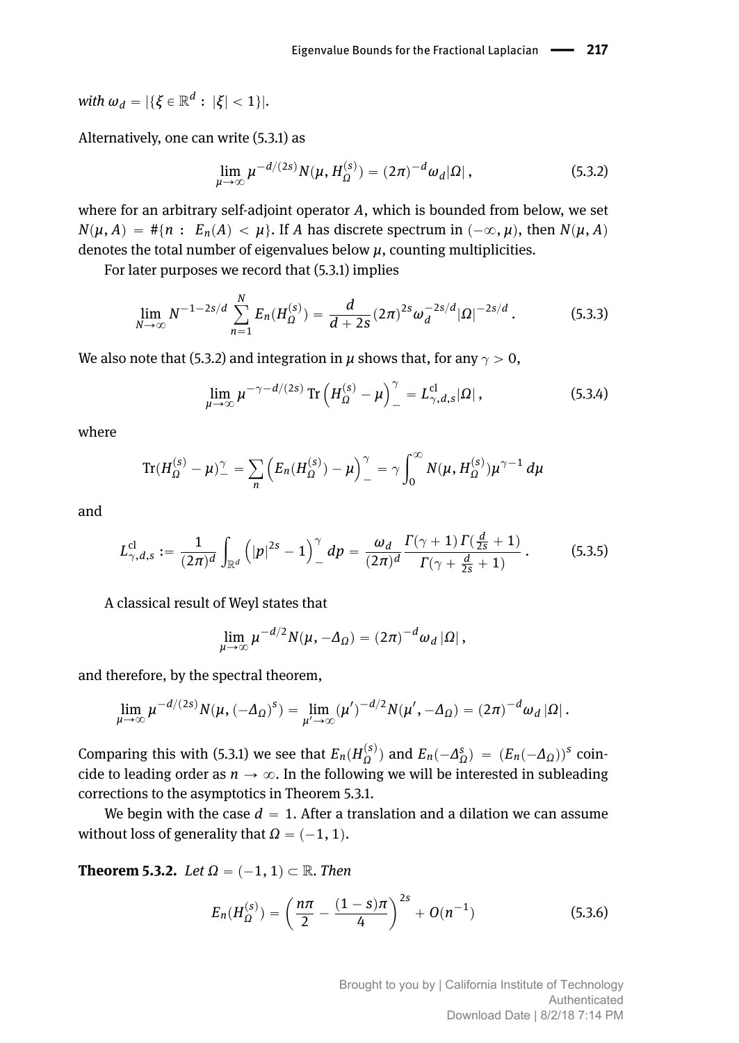*with* $\omega_d = |\{\xi \in \mathbb{R}^d : |\xi| < 1\}|$.

Alternatively, one can write (5.3.1) as

$$\lim_{\mu\to\infty} \mu^{-d/(2s)} N(\mu, H_\Omega^{(s)}) = (2\pi)^{-d}\omega_d|\Omega| \,, \tag{5.3.2}$$

where for an arbitrary self-adjoint operator $A$, which is bounded from below, we set $N(\mu, A) = \#\{n : E_n(A) < \mu\}$. If $A$ has discrete spectrum in $(-\infty, \mu)$, then $N(\mu, A)$ denotes the total number of eigenvalues below $\mu$, counting multiplicities.

For later purposes we record that (5.3.1) implies

$$\lim_{N\to\infty} N^{-1-2s/d} \sum_{n=1}^{N} E_n(H_\Omega^{(s)}) = \frac{d}{d+2s}(2\pi)^{2s}\omega_d^{-2s/d}|\Omega|^{-2s/d} \,. \tag{5.3.3}$$

We also note that (5.3.2) and integration in $\mu$ shows that, for any $\gamma > 0$,

$$\lim_{\mu\to\infty} \mu^{-\gamma-d/(2s)} \operatorname{Tr}\left(H_\Omega^{(s)} - \mu\right)_-^\gamma = L_{\gamma,d,s}^{\mathrm{cl}}|\Omega| \,, \tag{5.3.4}$$

where

$$\operatorname{Tr}(H_\Omega^{(s)} - \mu)_-^\gamma = \sum_n \left(E_n(H_\Omega^{(s)}) - \mu\right)_-^\gamma = \gamma \int_0^\infty N(\mu, H_\Omega^{(s)})\mu^{\gamma-1}\, d\mu$$

and

$$L_{\gamma,d,s}^{\mathrm{cl}} := \frac{1}{(2\pi)^d}\int_{\mathbb{R}^d} \left(|p|^{2s} - 1\right)_-^\gamma dp = \frac{\omega_d}{(2\pi)^d}\frac{\Gamma(\gamma+1)\,\Gamma(\frac{d}{2s}+1)}{\Gamma(\gamma+\frac{d}{2s}+1)} \,. \tag{5.3.5}$$

A classical result of Weyl states that

$$\lim_{\mu\to\infty} \mu^{-d/2} N(\mu, -\Delta_\Omega) = (2\pi)^{-d}\omega_d\,|\Omega| \,,$$

and therefore, by the spectral theorem,

$$\lim_{\mu\to\infty} \mu^{-d/(2s)} N(\mu, (-\Delta_\Omega)^s) = \lim_{\mu'\to\infty} (\mu')^{-d/2} N(\mu', -\Delta_\Omega) = (2\pi)^{-d}\omega_d\,|\Omega| \,.$$

Comparing this with (5.3.1) we see that $E_n(H_\Omega^{(s)})$ and $E_n(-\Delta_\Omega^s) = (E_n(-\Delta_\Omega))^s$ coincide to leading order as $n \to \infty$. In the following we will be interested in subleading corrections to the asymptotics in Theorem 5.3.1.

We begin with the case $d = 1$. After a translation and a dilation we can assume without loss of generality that $\Omega = (-1, 1)$.

**Theorem 5.3.2.** *Let* $\Omega = (-1, 1) \subset \mathbb{R}$. *Then*

$$E_n(H_\Omega^{(s)}) = \left(\frac{n\pi}{2} - \frac{(1-s)\pi}{4}\right)^{2s} + O(n^{-1}) \tag{5.3.6}$$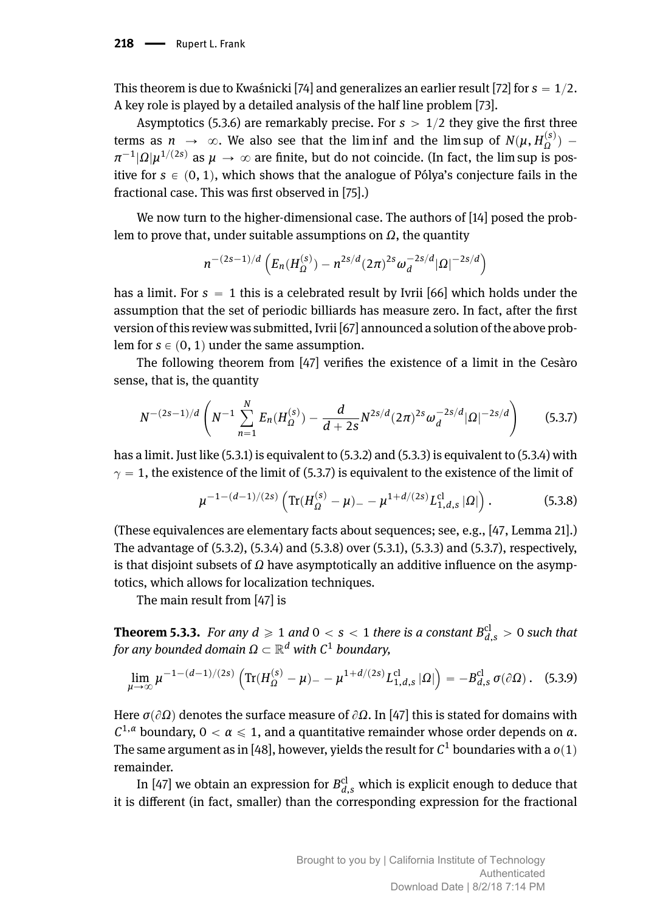This theorem is due to Kwaśnicki [74] and generalizes an earlier result [72] for $s = 1/2$. A key role is played by a detailed analysis of the half line problem [73].

Asymptotics (5.3.6) are remarkably precise. For $s > 1/2$ they give the first three terms as $n \to \infty$. We also see that the lim inf and the lim sup of $N(\mu, H_\Omega^{(s)}) - \pi^{-1}|\Omega|\mu^{1/(2s)}$ as $\mu \to \infty$ are finite, but do not coincide. (In fact, the lim sup is positive for $s \in (0,1)$, which shows that the analogue of Pólya's conjecture fails in the fractional case. This was first observed in [75].)

We now turn to the higher-dimensional case. The authors of [14] posed the problem to prove that, under suitable assumptions on $\Omega$, the quantity

$$n^{-(2s-1)/d}\left(E_n(H_\Omega^{(s)}) - n^{2s/d}(2\pi)^{2s}\omega_d^{-2s/d}|\Omega|^{-2s/d}\right)$$

has a limit. For $s = 1$ this is a celebrated result by Ivrii [66] which holds under the assumption that the set of periodic billiards has measure zero. In fact, after the first version of this review was submitted, Ivrii [67] announced a solution of the above problem for $s \in (0,1)$ under the same assumption.

The following theorem from [47] verifies the existence of a limit in the Cesàro sense, that is, the quantity

$$N^{-(2s-1)/d}\left(N^{-1}\sum_{n=1}^{N} E_n(H_\Omega^{(s)}) - \frac{d}{d+2s}N^{2s/d}(2\pi)^{2s}\omega_d^{-2s/d}|\Omega|^{-2s/d}\right) \tag{5.3.7}$$

has a limit. Just like (5.3.1) is equivalent to (5.3.2) and (5.3.3) is equivalent to (5.3.4) with $\gamma = 1$, the existence of the limit of (5.3.7) is equivalent to the existence of the limit of

$$\mu^{-1-(d-1)/(2s)}\left(\operatorname{Tr}(H_\Omega^{(s)} - \mu)_- - \mu^{1+d/(2s)}L_{1,d,s}^{\mathrm{cl}}\,|\Omega|\right). \tag{5.3.8}$$

(These equivalences are elementary facts about sequences; see, e.g., [47, Lemma 21].) The advantage of (5.3.2), (5.3.4) and (5.3.8) over (5.3.1), (5.3.3) and (5.3.7), respectively, is that disjoint subsets of $\Omega$ have asymptotically an additive influence on the asymptotics, which allows for localization techniques.

The main result from [47] is

**Theorem 5.3.3.** *For any $d \geqslant 1$ and $0 < s < 1$ there is a constant $B_{d,s}^{\mathrm{cl}} > 0$ such that for any bounded domain $\Omega \subset \mathbb{R}^d$ with $C^1$ boundary,*

$$\lim_{\mu\to\infty}\mu^{-1-(d-1)/(2s)}\left(\operatorname{Tr}(H_\Omega^{(s)} - \mu)_- - \mu^{1+d/(2s)}L_{1,d,s}^{\mathrm{cl}}\,|\Omega|\right) = -B_{d,s}^{\mathrm{cl}}\,\sigma(\partial\Omega). \tag{5.3.9}$$

Here $\sigma(\partial\Omega)$ denotes the surface measure of $\partial\Omega$. In [47] this is stated for domains with $C^{1,\alpha}$ boundary, $0 < \alpha \leqslant 1$, and a quantitative remainder whose order depends on $\alpha$. The same argument as in [48], however, yields the result for $C^1$ boundaries with a $o(1)$ remainder.

In [47] we obtain an expression for $B_{d,s}^{\mathrm{cl}}$ which is explicit enough to deduce that it is different (in fact, smaller) than the corresponding expression for the fractional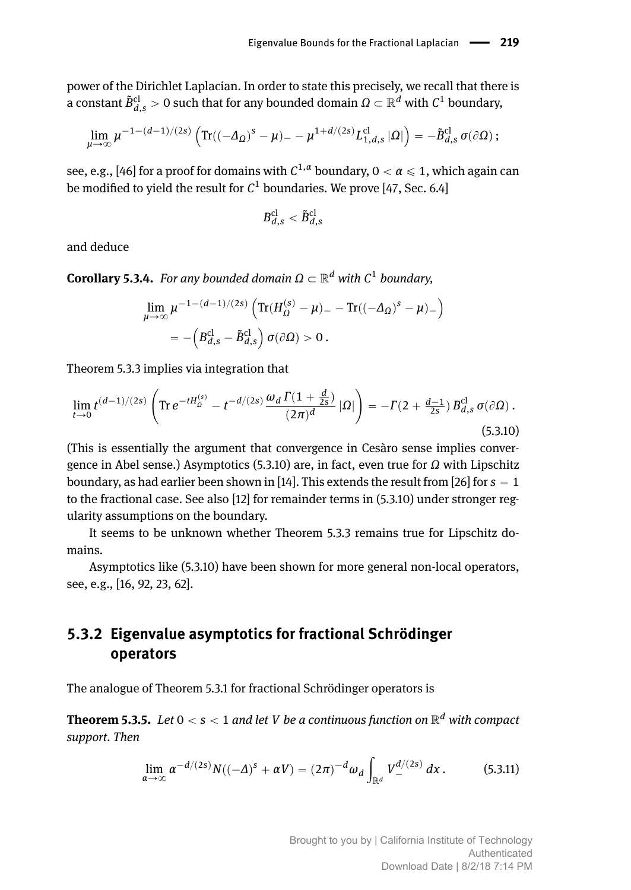power of the Dirichlet Laplacian. In order to state this precisely, we recall that there is a constant $\tilde{B}^{\mathrm{cl}}_{d,s} > 0$ such that for any bounded domain $\Omega \subset \mathbb{R}^d$ with $C^1$ boundary,

$$\lim_{\mu\to\infty} \mu^{-1-(d-1)/(2s)} \left( \operatorname{Tr}((-\Delta_\Omega)^s - \mu)_- - \mu^{1+d/(2s)} L^{\mathrm{cl}}_{1,d,s} |\Omega| \right) = -\tilde{B}^{\mathrm{cl}}_{d,s}\, \sigma(\partial\Omega)\,;$$

see, e.g., [46] for a proof for domains with $C^{1,\alpha}$ boundary, $0 < \alpha \leqslant 1$, which again can be modified to yield the result for $C^1$ boundaries. We prove [47, Sec. 6.4]

$$B^{\mathrm{cl}}_{d,s} < \tilde{B}^{\mathrm{cl}}_{d,s}$$

and deduce

**Corollary 5.3.4.** *For any bounded domain $\Omega \subset \mathbb{R}^d$ with $C^1$ boundary,*

$$\begin{aligned}
&\lim_{\mu\to\infty} \mu^{-1-(d-1)/(2s)} \left( \operatorname{Tr}(H^{(s)}_\Omega - \mu)_- - \operatorname{Tr}((-\Delta_\Omega)^s - \mu)_- \right) \\
&\quad = -\left( B^{\mathrm{cl}}_{d,s} - \tilde{B}^{\mathrm{cl}}_{d,s} \right) \sigma(\partial\Omega) > 0\,.
\end{aligned}$$

Theorem 5.3.3 implies via integration that

$$\lim_{t\to 0} t^{(d-1)/(2s)} \left( \operatorname{Tr} e^{-tH^{(s)}_\Omega} - t^{-d/(2s)} \frac{\omega_d\, \Gamma(1+\frac{d}{2s})}{(2\pi)^d} |\Omega| \right) = -\Gamma(2+\tfrac{d-1}{2s})\, B^{\mathrm{cl}}_{d,s}\, \sigma(\partial\Omega)\,. \tag{5.3.10}$$

(This is essentially the argument that convergence in Cesàro sense implies convergence in Abel sense.) Asymptotics (5.3.10) are, in fact, even true for $\Omega$ with Lipschitz boundary, as had earlier been shown in [14]. This extends the result from [26] for $s = 1$ to the fractional case. See also [12] for remainder terms in (5.3.10) under stronger regularity assumptions on the boundary.

It seems to be unknown whether Theorem 5.3.3 remains true for Lipschitz domains.

Asymptotics like (5.3.10) have been shown for more general non-local operators, see, e.g., [16, 92, 23, 62].

### 5.3.2 Eigenvalue asymptotics for fractional Schrödinger operators

The analogue of Theorem 5.3.1 for fractional Schrödinger operators is

**Theorem 5.3.5.** *Let $0 < s < 1$ and let $V$ be a continuous function on $\mathbb{R}^d$ with compact support. Then*

$$\lim_{\alpha\to\infty} \alpha^{-d/(2s)} N((-\Delta)^s + \alpha V) = (2\pi)^{-d} \omega_d \int_{\mathbb{R}^d} V_-^{d/(2s)}\, dx\,. \tag{5.3.11}$$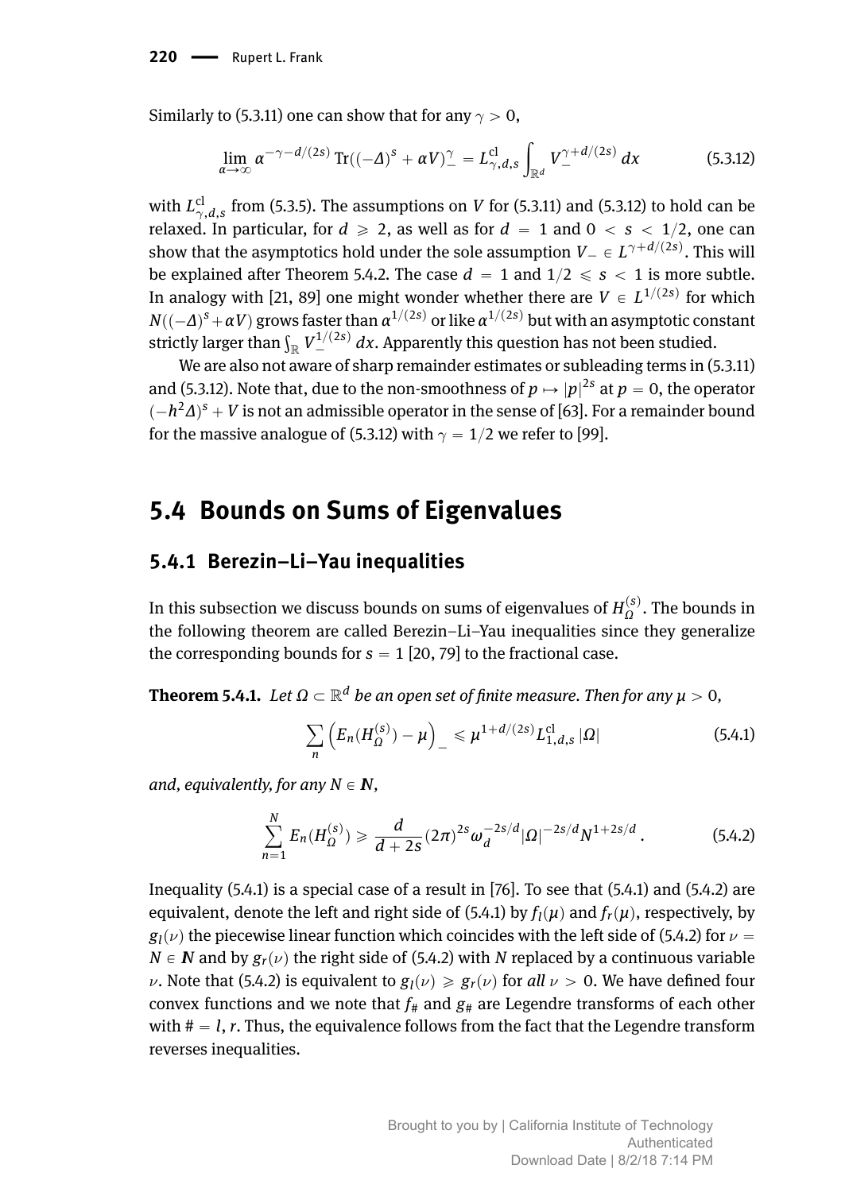Similarly to (5.3.11) one can show that for any $\gamma > 0$,

$$
\lim_{\alpha\to\infty} \alpha^{-\gamma-d/(2s)} \operatorname{Tr}((-\Delta)^s + \alpha V)_-^\gamma = L^{\mathrm{cl}}_{\gamma,d,s} \int_{\mathbb{R}^d} V_-^{\gamma+d/(2s)}\, dx \tag{5.3.12}
$$

with $L^{\mathrm{cl}}_{\gamma,d,s}$ from (5.3.5). The assumptions on $V$ for (5.3.11) and (5.3.12) to hold can be relaxed. In particular, for $d \geqslant 2$, as well as for $d = 1$ and $0 < s < 1/2$, one can show that the asymptotics hold under the sole assumption $V_- \in L^{\gamma+d/(2s)}$. This will be explained after Theorem 5.4.2. The case $d = 1$ and $1/2 \leqslant s < 1$ is more subtle. In analogy with [21, 89] one might wonder whether there are $V \in L^{1/(2s)}$ for which $N((-\Delta)^s + \alpha V)$ grows faster than $\alpha^{1/(2s)}$ or like $\alpha^{1/(2s)}$ but with an asymptotic constant strictly larger than $\int_{\mathbb{R}} V_-^{1/(2s)}\, dx$. Apparently this question has not been studied.

We are also not aware of sharp remainder estimates or subleading terms in (5.3.11) and (5.3.12). Note that, due to the non-smoothness of $p \mapsto |p|^{2s}$ at $p = 0$, the operator $(-h^2\Delta)^s + V$ is not an admissible operator in the sense of [63]. For a remainder bound for the massive analogue of (5.3.12) with $\gamma = 1/2$ we refer to [99].

## 5.4 Bounds on Sums of Eigenvalues

### 5.4.1 Berezin–Li–Yau inequalities

In this subsection we discuss bounds on sums of eigenvalues of $H_\Omega^{(s)}$. The bounds in the following theorem are called Berezin–Li–Yau inequalities since they generalize the corresponding bounds for $s = 1$ [20, 79] to the fractional case.

**Theorem 5.4.1.** *Let $\Omega \subset \mathbb{R}^d$ be an open set of finite measure. Then for any $\mu > 0$,*

$$
\sum_n \left( E_n(H_\Omega^{(s)}) - \mu \right)_- \leqslant \mu^{1+d/(2s)} L^{\mathrm{cl}}_{1,d,s}\, |\Omega| \tag{5.4.1}
$$

*and, equivalently, for any $N \in \mathbb{N}$,*

$$
\sum_{n=1}^N E_n(H_\Omega^{(s)}) \geqslant \frac{d}{d+2s} (2\pi)^{2s} \omega_d^{-2s/d} |\Omega|^{-2s/d} N^{1+2s/d}\,. \tag{5.4.2}
$$

Inequality (5.4.1) is a special case of a result in [76]. To see that (5.4.1) and (5.4.2) are equivalent, denote the left and right side of (5.4.1) by $f_l(\mu)$ and $f_r(\mu)$, respectively, by $g_l(\nu)$ the piecewise linear function which coincides with the left side of (5.4.2) for $\nu = N \in \mathbb{N}$ and by $g_r(\nu)$ the right side of (5.4.2) with $N$ replaced by a continuous variable $\nu$. Note that (5.4.2) is equivalent to $g_l(\nu) \geqslant g_r(\nu)$ for *all* $\nu > 0$. We have defined four convex functions and we note that $f_\#$ and $g_\#$ are Legendre transforms of each other with $\# = l, r$. Thus, the equivalence follows from the fact that the Legendre transform reverses inequalities.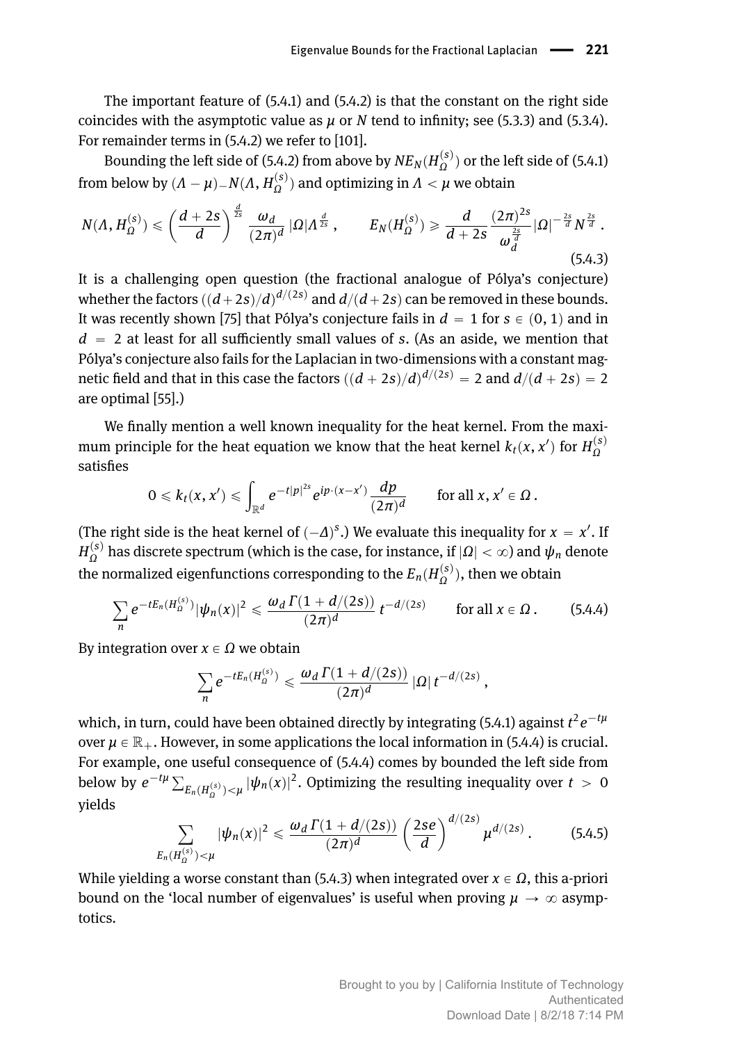The important feature of (5.4.1) and (5.4.2) is that the constant on the right side coincides with the asymptotic value as $\mu$ or $N$ tend to infinity; see (5.3.3) and (5.3.4). For remainder terms in (5.4.2) we refer to [101].

Bounding the left side of (5.4.2) from above by $NE_N(H_\Omega^{(s)})$ or the left side of (5.4.1) from below by $(\Lambda - \mu)_- N(\Lambda, H_\Omega^{(s)})$ and optimizing in $\Lambda < \mu$ we obtain

$$N(\Lambda, H_\Omega^{(s)}) \leqslant \left(\frac{d+2s}{d}\right)^{\frac{d}{2s}} \frac{\omega_d}{(2\pi)^d} |\Omega| \Lambda^{\frac{d}{2s}}\,, \qquad E_N(H_\Omega^{(s)}) \geqslant \frac{d}{d+2s} \frac{(2\pi)^{2s}}{\omega_d^{\frac{2s}{d}}} |\Omega|^{-\frac{2s}{d}} N^{\frac{2s}{d}}\,. \tag{5.4.3}$$

It is a challenging open question (the fractional analogue of Pólya's conjecture) whether the factors $((d+2s)/d)^{d/(2s)}$ and $d/(d+2s)$ can be removed in these bounds. It was recently shown [75] that Pólya's conjecture fails in $d = 1$ for $s \in (0, 1)$ and in $d = 2$ at least for all sufficiently small values of $s$. (As an aside, we mention that Pólya's conjecture also fails for the Laplacian in two-dimensions with a constant magnetic field and that in this case the factors $((d+2s)/d)^{d/(2s)} = 2$ and $d/(d+2s) = 2$ are optimal [55].)

We finally mention a well known inequality for the heat kernel. From the maximum principle for the heat equation we know that the heat kernel $k_t(x, x')$ for $H_\Omega^{(s)}$ satisfies

$$0 \leqslant k_t(x, x') \leqslant \int_{\mathbb{R}^d} e^{-t|p|^{2s}} e^{ip\cdot(x-x')} \frac{dp}{(2\pi)^d} \qquad \text{for all } x, x' \in \Omega\,.$$

(The right side is the heat kernel of $(-\Delta)^s$.) We evaluate this inequality for $x = x'$. If $H_\Omega^{(s)}$ has discrete spectrum (which is the case, for instance, if $|\Omega| < \infty$) and $\psi_n$ denote the normalized eigenfunctions corresponding to the $E_n(H_\Omega^{(s)})$, then we obtain

$$\sum_n e^{-tE_n(H_\Omega^{(s)})} |\psi_n(x)|^2 \leqslant \frac{\omega_d\, \Gamma(1 + d/(2s))}{(2\pi)^d}\, t^{-d/(2s)} \qquad \text{for all } x \in \Omega\,. \tag{5.4.4}$$

By integration over $x \in \Omega$ we obtain

$$\sum_n e^{-tE_n(H_\Omega^{(s)})} \leqslant \frac{\omega_d\, \Gamma(1 + d/(2s))}{(2\pi)^d} |\Omega|\, t^{-d/(2s)}\,,$$

which, in turn, could have been obtained directly by integrating (5.4.1) against $t^2 e^{-t\mu}$ over $\mu \in \mathbb{R}_+$. However, in some applications the local information in (5.4.4) is crucial. For example, one useful consequence of (5.4.4) comes by bounded the left side from below by $e^{-t\mu} \sum_{E_n(H_\Omega^{(s)})<\mu} |\psi_n(x)|^2$. Optimizing the resulting inequality over $t > 0$ yields

$$\sum_{E_n(H_\Omega^{(s)})<\mu} |\psi_n(x)|^2 \leqslant \frac{\omega_d\, \Gamma(1 + d/(2s))}{(2\pi)^d} \left(\frac{2se}{d}\right)^{d/(2s)} \mu^{d/(2s)}\,. \tag{5.4.5}$$

While yielding a worse constant than (5.4.3) when integrated over $x \in \Omega$, this a-priori bound on the 'local number of eigenvalues' is useful when proving $\mu \to \infty$ asymptotics.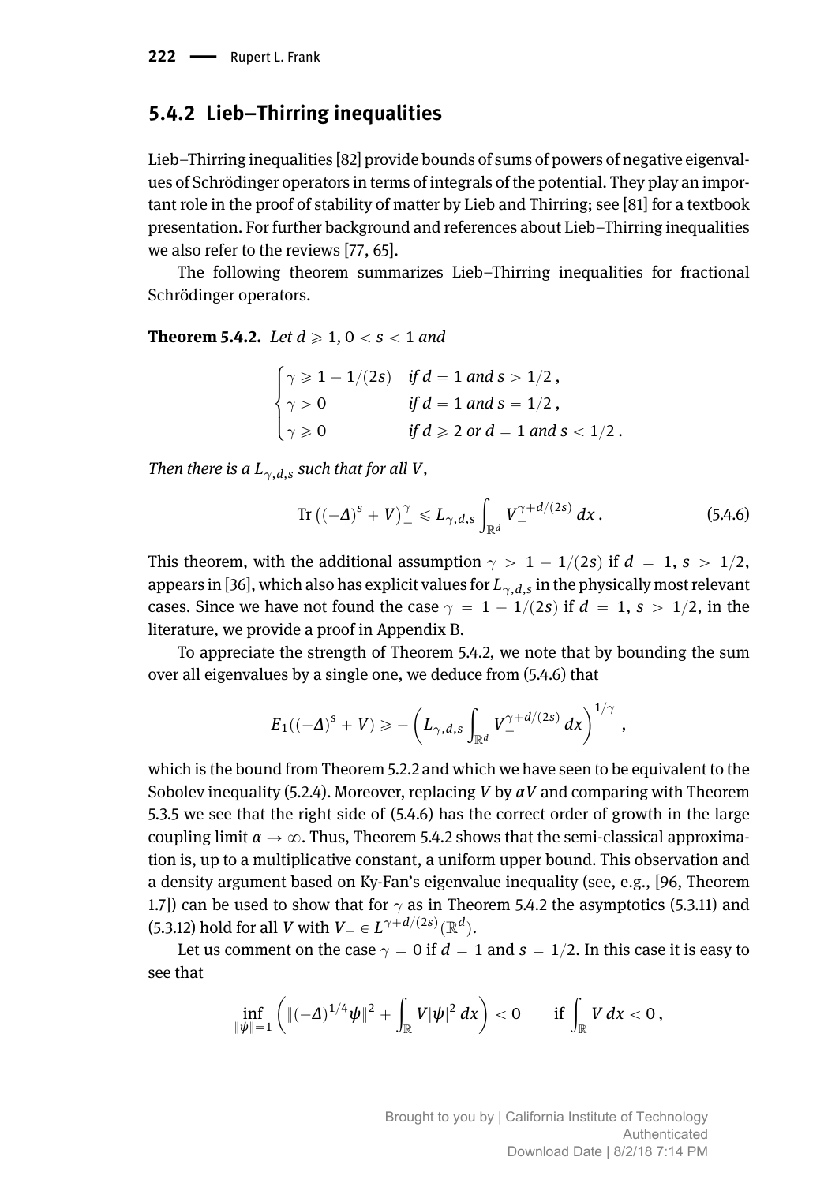### 5.4.2 Lieb–Thirring inequalities

Lieb–Thirring inequalities [82] provide bounds of sums of powers of negative eigenvalues of Schrödinger operators in terms of integrals of the potential. They play an important role in the proof of stability of matter by Lieb and Thirring; see [81] for a textbook presentation. For further background and references about Lieb–Thirring inequalities we also refer to the reviews [77, 65].

The following theorem summarizes Lieb–Thirring inequalities for fractional Schrödinger operators.

**Theorem 5.4.2.** *Let $d \geqslant 1$, $0 < s < 1$ and*

$$
\begin{cases}
\gamma \geqslant 1 - 1/(2s) & \text{if } d = 1 \text{ and } s > 1/2\,, \\
\gamma > 0 & \text{if } d = 1 \text{ and } s = 1/2\,, \\
\gamma \geqslant 0 & \text{if } d \geqslant 2 \text{ or } d = 1 \text{ and } s < 1/2\,.
\end{cases}
$$

*Then there is a $L_{\gamma,d,s}$ such that for all $V$,*

$$
\operatorname{Tr}\left((-\Delta)^s + V\right)_-^\gamma \leqslant L_{\gamma,d,s} \int_{\mathbb{R}^d} V_-^{\gamma + d/(2s)}\, dx\,. \tag{5.4.6}
$$

This theorem, with the additional assumption $\gamma > 1 - 1/(2s)$ if $d = 1$, $s > 1/2$, appears in [36], which also has explicit values for $L_{\gamma,d,s}$ in the physically most relevant cases. Since we have not found the case $\gamma = 1 - 1/(2s)$ if $d = 1$, $s > 1/2$, in the literature, we provide a proof in Appendix B.

To appreciate the strength of Theorem 5.4.2, we note that by bounding the sum over all eigenvalues by a single one, we deduce from (5.4.6) that

$$
E_1((-\Delta)^s + V) \geqslant -\left(L_{\gamma,d,s}\int_{\mathbb{R}^d} V_-^{\gamma + d/(2s)}\, dx\right)^{1/\gamma}\,,
$$

which is the bound from Theorem 5.2.2 and which we have seen to be equivalent to the Sobolev inequality (5.2.4). Moreover, replacing $V$ by $\alpha V$ and comparing with Theorem 5.3.5 we see that the right side of (5.4.6) has the correct order of growth in the large coupling limit $\alpha \to \infty$. Thus, Theorem 5.4.2 shows that the semi-classical approximation is, up to a multiplicative constant, a uniform upper bound. This observation and a density argument based on Ky-Fan's eigenvalue inequality (see, e.g., [96, Theorem 1.7]) can be used to show that for $\gamma$ as in Theorem 5.4.2 the asymptotics (5.3.11) and (5.3.12) hold for all $V$ with $V_- \in L^{\gamma + d/(2s)}(\mathbb{R}^d)$.

Let us comment on the case $\gamma = 0$ if $d = 1$ and $s = 1/2$. In this case it is easy to see that

$$
\inf_{\|\psi\|=1}\left(\|(-\Delta)^{1/4}\psi\|^2 + \int_{\mathbb{R}} V|\psi|^2\, dx\right) < 0 \qquad \text{if } \int_{\mathbb{R}} V\, dx < 0\,,
$$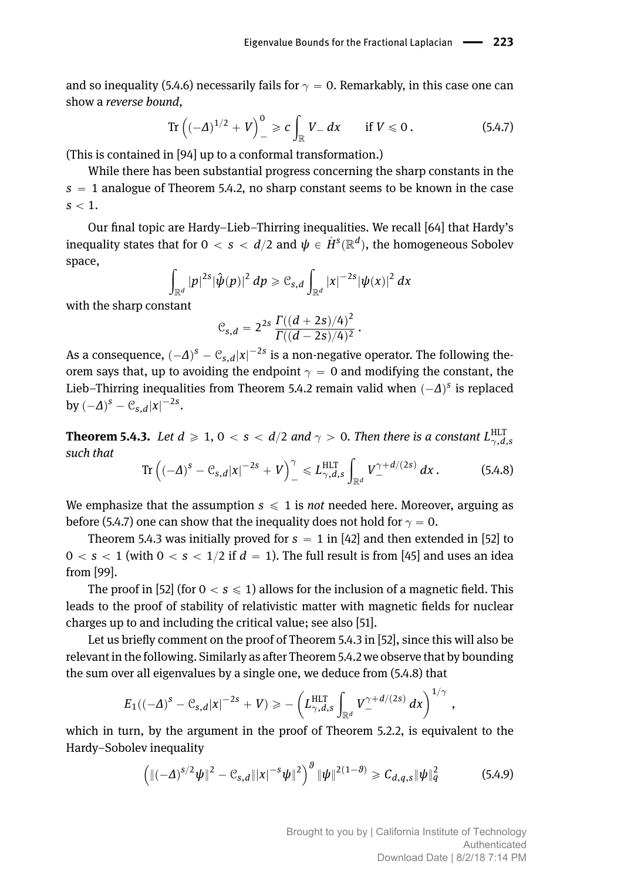and so inequality (5.4.6) necessarily fails for $\gamma = 0$. Remarkably, in this case one can show a *reverse bound*,

$$\operatorname{Tr}\left((-\Delta)^{1/2} + V\right)_-^0 \geqslant c \int_{\mathbb{R}} V_- \, dx \qquad \text{if } V \leqslant 0 \,. \tag{5.4.7}$$

(This is contained in [94] up to a conformal transformation.)

While there has been substantial progress concerning the sharp constants in the $s = 1$ analogue of Theorem 5.4.2, no sharp constant seems to be known in the case $s < 1$.

Our final topic are Hardy–Lieb–Thirring inequalities. We recall [64] that Hardy's inequality states that for $0 < s < d/2$ and $\psi \in \dot{H}^s(\mathbb{R}^d)$, the homogeneous Sobolev space,

$$\int_{\mathbb{R}^d} |p|^{2s} |\hat{\psi}(p)|^2 \, dp \geqslant \mathcal{C}_{s,d} \int_{\mathbb{R}^d} |x|^{-2s} |\psi(x)|^2 \, dx$$

with the sharp constant

$$\mathcal{C}_{s,d} = 2^{2s} \frac{\Gamma((d+2s)/4)^2}{\Gamma((d-2s)/4)^2} \,.$$

As a consequence, $(-\Delta)^s - \mathcal{C}_{s,d}|x|^{-2s}$ is a non-negative operator. The following theorem says that, up to avoiding the endpoint $\gamma = 0$ and modifying the constant, the Lieb–Thirring inequalities from Theorem 5.4.2 remain valid when $(-\Delta)^s$ is replaced by $(-\Delta)^s - \mathcal{C}_{s,d}|x|^{-2s}$.

**Theorem 5.4.3.** *Let $d \geqslant 1$, $0 < s < d/2$ and $\gamma > 0$. Then there is a constant $L^{\mathrm{HLT}}_{\gamma,d,s}$ such that*

$$\operatorname{Tr}\left((-\Delta)^s - \mathcal{C}_{s,d}|x|^{-2s} + V\right)_-^\gamma \leqslant L^{\mathrm{HLT}}_{\gamma,d,s} \int_{\mathbb{R}^d} V_-^{\gamma + d/(2s)} \, dx \,. \tag{5.4.8}$$

We emphasize that the assumption $s \leqslant 1$ is *not* needed here. Moreover, arguing as before (5.4.7) one can show that the inequality does not hold for $\gamma = 0$.

Theorem 5.4.3 was initially proved for $s = 1$ in [42] and then extended in [52] to $0 < s < 1$ (with $0 < s < 1/2$ if $d = 1$). The full result is from [45] and uses an idea from [99].

The proof in [52] (for $0 < s \leqslant 1$) allows for the inclusion of a magnetic field. This leads to the proof of stability of relativistic matter with magnetic fields for nuclear charges up to and including the critical value; see also [51].

Let us briefly comment on the proof of Theorem 5.4.3 in [52], since this will also be relevant in the following. Similarly as after Theorem 5.4.2 we observe that by bounding the sum over all eigenvalues by a single one, we deduce from (5.4.8) that

$$E_1((-\Delta)^s - \mathcal{C}_{s,d}|x|^{-2s} + V) \geqslant -\left(L^{\mathrm{HLT}}_{\gamma,d,s} \int_{\mathbb{R}^d} V_-^{\gamma + d/(2s)} \, dx\right)^{1/\gamma} ,$$

which in turn, by the argument in the proof of Theorem 5.2.2, is equivalent to the Hardy–Sobolev inequality

$$\left(\|(-\Delta)^{s/2}\psi\|^2 - \mathcal{C}_{s,d}\||x|^{-s}\psi\|^2\right)^\vartheta \|\psi\|^{2(1-\vartheta)} \geqslant C_{d,q,s}\|\psi\|_q^2 \tag{5.4.9}$$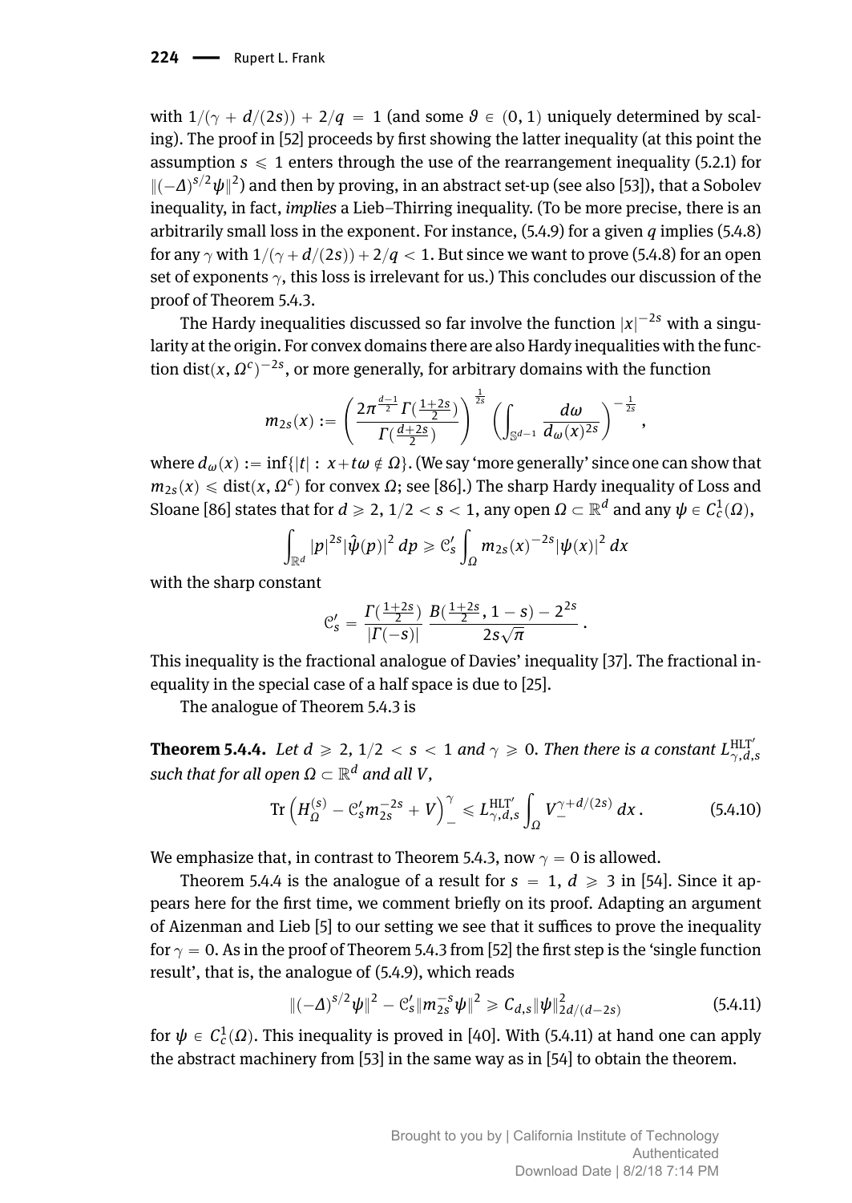with $1/(\gamma + d/(2s)) + 2/q = 1$ (and some $\vartheta \in (0,1)$ uniquely determined by scaling). The proof in [52] proceeds by first showing the latter inequality (at this point the assumption $s \leqslant 1$ enters through the use of the rearrangement inequality (5.2.1) for $\|(-\Delta)^{s/2}\psi\|^2$) and then by proving, in an abstract set-up (see also [53]), that a Sobolev inequality, in fact, *implies* a Lieb–Thirring inequality. (To be more precise, there is an arbitrarily small loss in the exponent. For instance, (5.4.9) for a given $q$ implies (5.4.8) for any $\gamma$ with $1/(\gamma + d/(2s)) + 2/q < 1$. But since we want to prove (5.4.8) for an open set of exponents $\gamma$, this loss is irrelevant for us.) This concludes our discussion of the proof of Theorem 5.4.3.

The Hardy inequalities discussed so far involve the function $|x|^{-2s}$ with a singularity at the origin. For convex domains there are also Hardy inequalities with the function $\operatorname{dist}(x, \Omega^c)^{-2s}$, or more generally, for arbitrary domains with the function

$$m_{2s}(x) := \left( \frac{2\pi^{\frac{d-1}{2}} \Gamma(\frac{1+2s}{2})}{\Gamma(\frac{d+2s}{2})} \right)^{\frac{1}{2s}} \left( \int_{\mathbb{S}^{d-1}} \frac{d\omega}{d_\omega(x)^{2s}} \right)^{-\frac{1}{2s}},$$

where $d_\omega(x) := \inf\{|t| : x + t\omega \notin \Omega\}$. (We say 'more generally' since one can show that $m_{2s}(x) \leqslant \operatorname{dist}(x, \Omega^c)$ for convex $\Omega$; see [86].) The sharp Hardy inequality of Loss and Sloane [86] states that for $d \geqslant 2$, $1/2 < s < 1$, any open $\Omega \subset \mathbb{R}^d$ and any $\psi \in C_c^1(\Omega)$,

$$\int_{\mathbb{R}^d} |p|^{2s} |\hat{\psi}(p)|^2 \, dp \geqslant \mathcal{C}_s' \int_\Omega m_{2s}(x)^{-2s} |\psi(x)|^2 \, dx$$

with the sharp constant

$$\mathcal{C}_s' = \frac{\Gamma(\frac{1+2s}{2})}{|\Gamma(-s)|} \, \frac{B(\frac{1+2s}{2}, 1-s) - 2^{2s}}{2s\sqrt{\pi}} .$$

This inequality is the fractional analogue of Davies' inequality [37]. The fractional inequality in the special case of a half space is due to [25].

The analogue of Theorem 5.4.3 is

**Theorem 5.4.4.** *Let $d \geqslant 2$, $1/2 < s < 1$ and $\gamma \geqslant 0$. Then there is a constant $L^{\mathrm{HLT}'}_{\gamma,d,s}$ such that for all open $\Omega \subset \mathbb{R}^d$ and all $V$,*

$$\operatorname{Tr}\left( H_\Omega^{(s)} - \mathcal{C}_s' m_{2s}^{-2s} + V \right)_-^\gamma \leqslant L^{\mathrm{HLT}'}_{\gamma,d,s} \int_\Omega V_-^{\gamma + d/(2s)} \, dx . \tag{5.4.10}$$

We emphasize that, in contrast to Theorem 5.4.3, now $\gamma = 0$ is allowed.

Theorem 5.4.4 is the analogue of a result for $s = 1$, $d \geqslant 3$ in [54]. Since it appears here for the first time, we comment briefly on its proof. Adapting an argument of Aizenman and Lieb [5] to our setting we see that it suffices to prove the inequality for $\gamma = 0$. As in the proof of Theorem 5.4.3 from [52] the first step is the 'single function result', that is, the analogue of (5.4.9), which reads

$$\|(-\Delta)^{s/2}\psi\|^2 - \mathcal{C}_s' \|m_{2s}^{-s}\psi\|^2 \geqslant C_{d,s} \|\psi\|^2_{2d/(d-2s)} \tag{5.4.11}$$

for $\psi \in C_c^1(\Omega)$. This inequality is proved in [40]. With (5.4.11) at hand one can apply the abstract machinery from [53] in the same way as in [54] to obtain the theorem.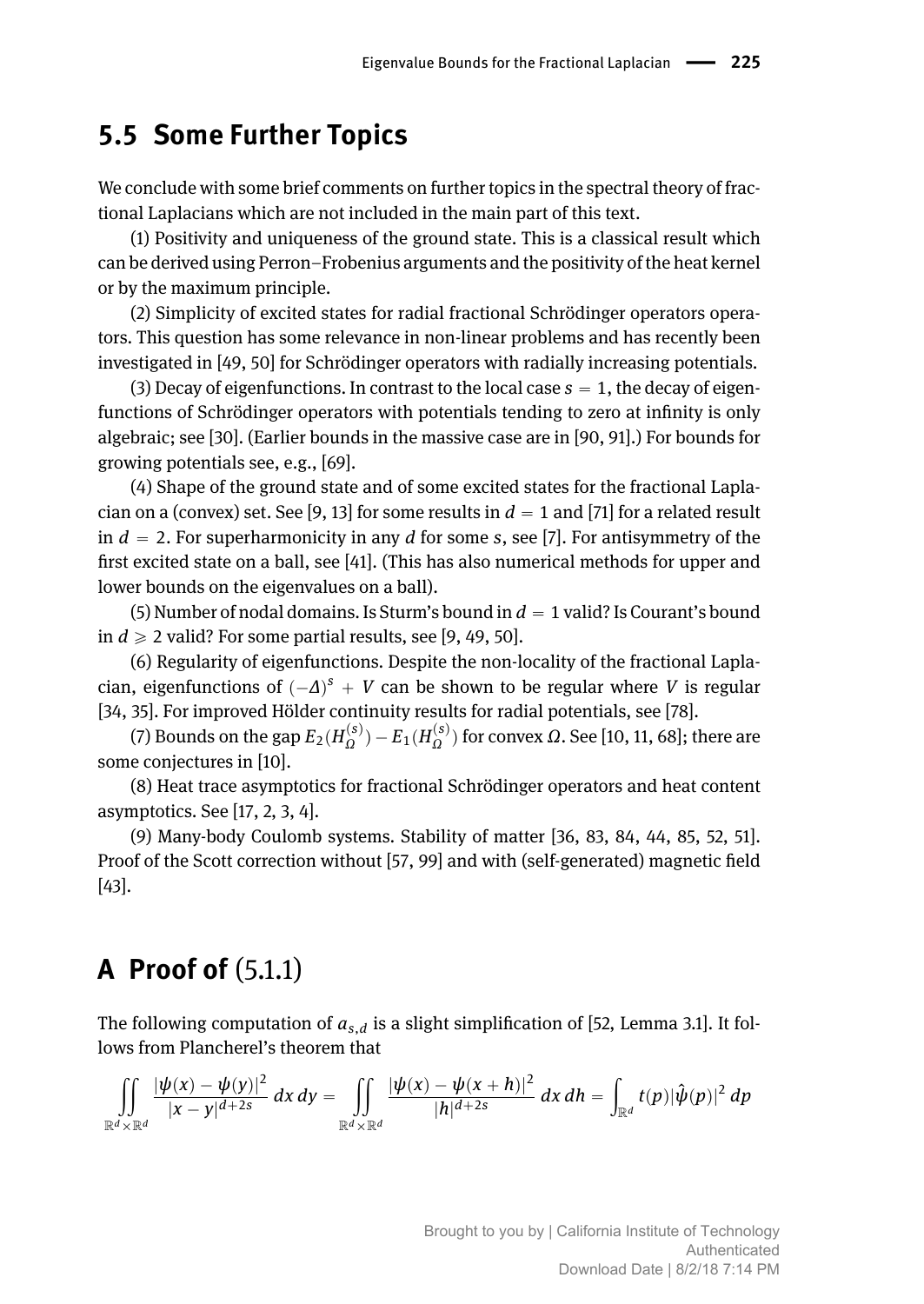## 5.5 Some Further Topics

We conclude with some brief comments on further topics in the spectral theory of fractional Laplacians which are not included in the main part of this text.

(1) Positivity and uniqueness of the ground state. This is a classical result which can be derived using Perron–Frobenius arguments and the positivity of the heat kernel or by the maximum principle.

(2) Simplicity of excited states for radial fractional Schrödinger operators operators. This question has some relevance in non-linear problems and has recently been investigated in [49, 50] for Schrödinger operators with radially increasing potentials.

(3) Decay of eigenfunctions. In contrast to the local case $s = 1$, the decay of eigenfunctions of Schrödinger operators with potentials tending to zero at infinity is only algebraic; see [30]. (Earlier bounds in the massive case are in [90, 91].) For bounds for growing potentials see, e.g., [69].

(4) Shape of the ground state and of some excited states for the fractional Laplacian on a (convex) set. See [9, 13] for some results in $d = 1$ and [71] for a related result in $d = 2$. For superharmonicity in any $d$ for some $s$, see [7]. For antisymmetry of the first excited state on a ball, see [41]. (This has also numerical methods for upper and lower bounds on the eigenvalues on a ball).

(5) Number of nodal domains. Is Sturm's bound in $d = 1$ valid? Is Courant's bound in $d \geqslant 2$ valid? For some partial results, see [9, 49, 50].

(6) Regularity of eigenfunctions. Despite the non-locality of the fractional Laplacian, eigenfunctions of $(-\Delta)^s + V$ can be shown to be regular where $V$ is regular [34, 35]. For improved Hölder continuity results for radial potentials, see [78].

(7) Bounds on the gap $E_2(H_\Omega^{(s)}) - E_1(H_\Omega^{(s)})$ for convex $\Omega$. See [10, 11, 68]; there are some conjectures in [10].

(8) Heat trace asymptotics for fractional Schrödinger operators and heat content asymptotics. See [17, 2, 3, 4].

(9) Many-body Coulomb systems. Stability of matter [36, 83, 84, 44, 85, 52, 51]. Proof of the Scott correction without [57, 99] and with (self-generated) magnetic field [43].

# A Proof of (5.1.1)

The following computation of $a_{s,d}$ is a slight simplification of [52, Lemma 3.1]. It follows from Plancherel's theorem that

$$\iint\limits_{\mathbb{R}^d\times\mathbb{R}^d} \frac{|\psi(x)-\psi(y)|^2}{|x-y|^{d+2s}}\,dx\,dy = \iint\limits_{\mathbb{R}^d\times\mathbb{R}^d} \frac{|\psi(x)-\psi(x+h)|^2}{|h|^{d+2s}}\,dx\,dh = \int_{\mathbb{R}^d} t(p)|\hat{\psi}(p)|^2\,dp$$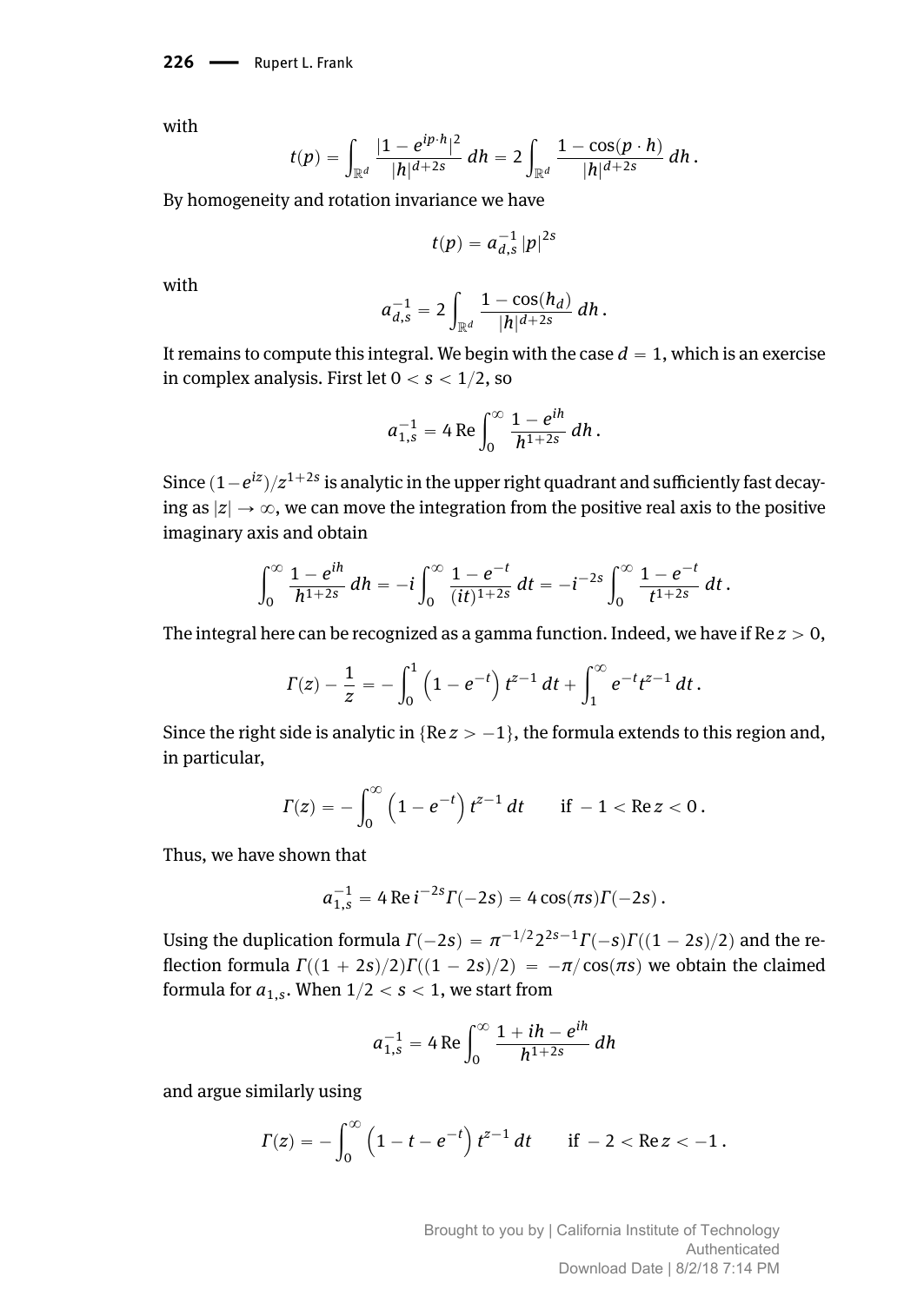with

$$t(p) = \int_{\mathbb{R}^d} \frac{|1-e^{ip\cdot h}|^2}{|h|^{d+2s}}\, dh = 2\int_{\mathbb{R}^d} \frac{1-\cos(p\cdot h)}{|h|^{d+2s}}\, dh\,.$$

By homogeneity and rotation invariance we have

$$t(p) = a_{d,s}^{-1}\, |p|^{2s}$$

with

$$a_{d,s}^{-1} = 2\int_{\mathbb{R}^d} \frac{1-\cos(h_d)}{|h|^{d+2s}}\, dh\,.$$

It remains to compute this integral. We begin with the case $d=1$, which is an exercise in complex analysis. First let $0<s<1/2$, so

$$a_{1,s}^{-1} = 4\,\mathrm{Re}\int_0^\infty \frac{1-e^{ih}}{h^{1+2s}}\, dh\,.$$

Since $(1-e^{iz})/z^{1+2s}$ is analytic in the upper right quadrant and sufficiently fast decaying as $|z|\to\infty$, we can move the integration from the positive real axis to the positive imaginary axis and obtain

$$\int_0^\infty \frac{1-e^{ih}}{h^{1+2s}}\, dh = -i\int_0^\infty \frac{1-e^{-t}}{(it)^{1+2s}}\, dt = -i^{-2s}\int_0^\infty \frac{1-e^{-t}}{t^{1+2s}}\, dt\,.$$

The integral here can be recognized as a gamma function. Indeed, we have if $\mathrm{Re}\, z>0$,

$$\Gamma(z) - \frac{1}{z} = -\int_0^1 \left(1-e^{-t}\right) t^{z-1}\, dt + \int_1^\infty e^{-t} t^{z-1}\, dt\,.$$

Since the right side is analytic in $\{\mathrm{Re}\, z>-1\}$, the formula extends to this region and, in particular,

$$\Gamma(z) = -\int_0^\infty \left(1-e^{-t}\right) t^{z-1}\, dt \qquad \text{if } -1<\mathrm{Re}\, z<0\,.$$

Thus, we have shown that

$$a_{1,s}^{-1} = 4\,\mathrm{Re}\, i^{-2s}\Gamma(-2s) = 4\cos(\pi s)\Gamma(-2s)\,.$$

Using the duplication formula $\Gamma(-2s) = \pi^{-1/2}2^{2s-1}\Gamma(-s)\Gamma((1-2s)/2)$ and the reflection formula $\Gamma((1+2s)/2)\Gamma((1-2s)/2) = -\pi/\cos(\pi s)$ we obtain the claimed formula for $a_{1,s}$. When $1/2<s<1$, we start from

$$a_{1,s}^{-1} = 4\,\mathrm{Re}\int_0^\infty \frac{1+ih-e^{ih}}{h^{1+2s}}\, dh$$

and argue similarly using

$$\Gamma(z) = -\int_0^\infty \left(1-t-e^{-t}\right) t^{z-1}\, dt \qquad \text{if } -2<\mathrm{Re}\, z<-1\,.$$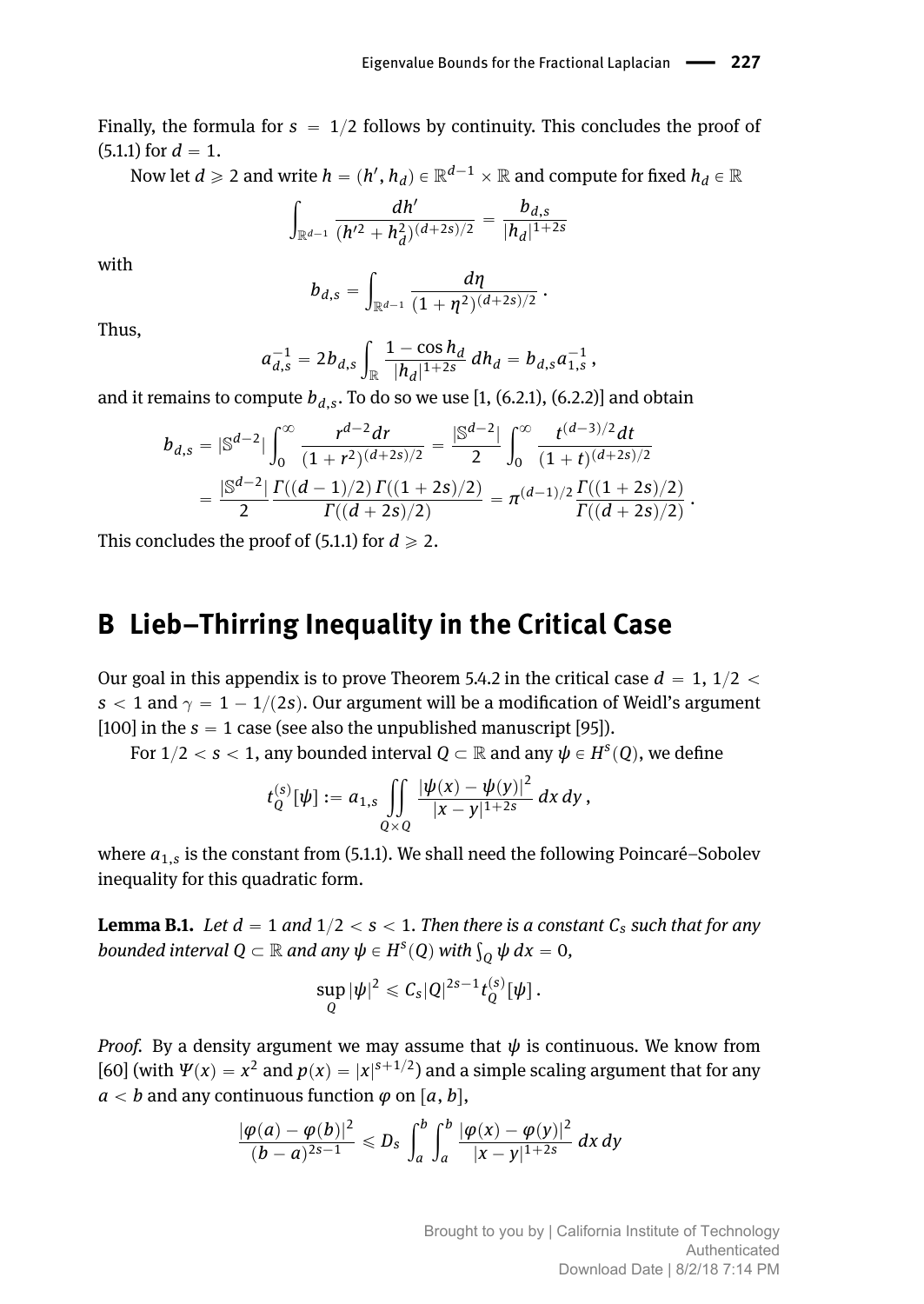Finally, the formula for $s = 1/2$ follows by continuity. This concludes the proof of (5.1.1) for $d = 1$.

Now let $d \geqslant 2$ and write $h = (h', h_d) \in \mathbb{R}^{d-1} \times \mathbb{R}$ and compute for fixed $h_d \in \mathbb{R}$

$$\int_{\mathbb{R}^{d-1}} \frac{dh'}{(h'^2 + h_d^2)^{(d+2s)/2}} = \frac{b_{d,s}}{|h_d|^{1+2s}}$$

with

$$b_{d,s} = \int_{\mathbb{R}^{d-1}} \frac{d\eta}{(1+\eta^2)^{(d+2s)/2}} .$$

Thus,

$$a_{d,s}^{-1} = 2b_{d,s} \int_{\mathbb{R}} \frac{1 - \cos h_d}{|h_d|^{1+2s}}\, dh_d = b_{d,s} a_{1,s}^{-1} ,$$

and it remains to compute $b_{d,s}$. To do so we use [1, (6.2.1), (6.2.2)] and obtain

$$\begin{aligned} b_{d,s} &= |\mathbb{S}^{d-2}| \int_0^\infty \frac{r^{d-2} dr}{(1+r^2)^{(d+2s)/2}} = \frac{|\mathbb{S}^{d-2}|}{2} \int_0^\infty \frac{t^{(d-3)/2} dt}{(1+t)^{(d+2s)/2}} \\ &= \frac{|\mathbb{S}^{d-2}|}{2} \frac{\Gamma((d-1)/2)\,\Gamma((1+2s)/2)}{\Gamma((d+2s)/2)} = \pi^{(d-1)/2} \frac{\Gamma((1+2s)/2)}{\Gamma((d+2s)/2)} . \end{aligned}$$

This concludes the proof of (5.1.1) for $d \geqslant 2$.

# B Lieb–Thirring Inequality in the Critical Case

Our goal in this appendix is to prove Theorem 5.4.2 in the critical case $d = 1$, $1/2 < s < 1$ and $\gamma = 1 - 1/(2s)$. Our argument will be a modification of Weidl's argument [100] in the $s = 1$ case (see also the unpublished manuscript [95]).

For $1/2 < s < 1$, any bounded interval $Q \subset \mathbb{R}$ and any $\psi \in H^s(Q)$, we define

$$t_Q^{(s)}[\psi] := a_{1,s} \iint\limits_{Q \times Q} \frac{|\psi(x) - \psi(y)|^2}{|x-y|^{1+2s}}\, dx\, dy ,$$

where $a_{1,s}$ is the constant from (5.1.1). We shall need the following Poincaré–Sobolev inequality for this quadratic form.

**Lemma B.1.** *Let $d = 1$ and $1/2 < s < 1$. Then there is a constant $C_s$ such that for any bounded interval $Q \subset \mathbb{R}$ and any $\psi \in H^s(Q)$ with $\int_Q \psi\, dx = 0$,*

$$\sup_Q |\psi|^2 \leqslant C_s |Q|^{2s-1} t_Q^{(s)}[\psi] .$$

*Proof.* By a density argument we may assume that $\psi$ is continuous. We know from [60] (with $\Psi(x) = x^2$ and $p(x) = |x|^{s+1/2}$) and a simple scaling argument that for any $a < b$ and any continuous function $\varphi$ on $[a, b]$,

$$\frac{|\varphi(a) - \varphi(b)|^2}{(b-a)^{2s-1}} \leqslant D_s \int_a^b \int_a^b \frac{|\varphi(x) - \varphi(y)|^2}{|x-y|^{1+2s}}\, dx\, dy$$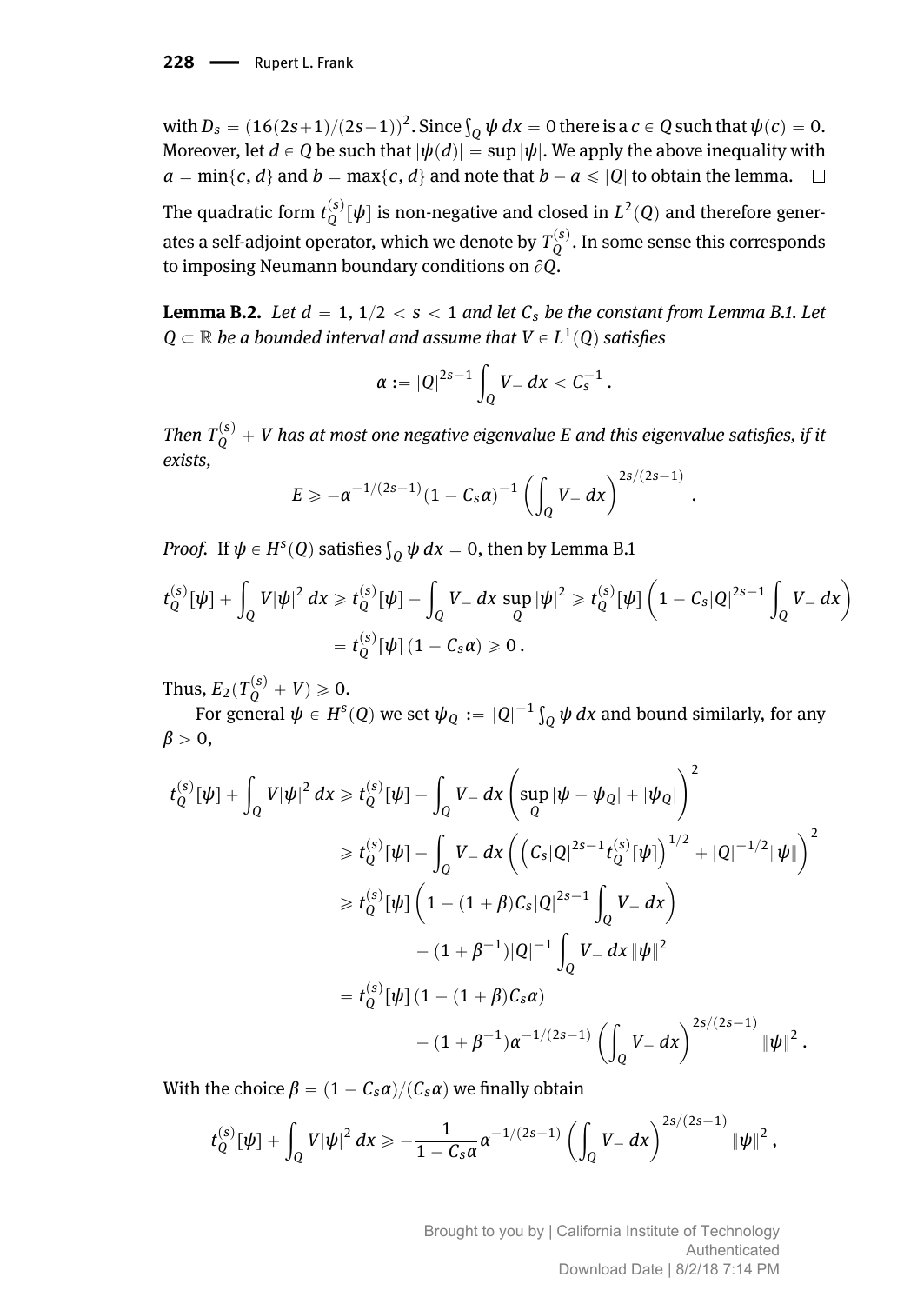with $D_s = (16(2s+1)/(2s-1))^2$. Since $\int_Q \psi\, dx = 0$ there is a $c \in Q$ such that $\psi(c) = 0$. Moreover, let $d \in Q$ be such that $|\psi(d)| = \sup |\psi|$. We apply the above inequality with $a = \min\{c, d\}$ and $b = \max\{c, d\}$ and note that $b - a \leqslant |Q|$ to obtain the lemma. $\square$

The quadratic form $t_Q^{(s)}[\psi]$ is non-negative and closed in $L^2(Q)$ and therefore generates a self-adjoint operator, which we denote by $T_Q^{(s)}$. In some sense this corresponds to imposing Neumann boundary conditions on $\partial Q$.

**Lemma B.2.** *Let $d = 1$, $1/2 < s < 1$ and let $C_s$ be the constant from Lemma B.1. Let $Q \subset \mathbb{R}$ be a bounded interval and assume that $V \in L^1(Q)$ satisfies*

$$\alpha := |Q|^{2s-1} \int_Q V_-\, dx < C_s^{-1}\,.$$

*Then $T_Q^{(s)} + V$ has at most one negative eigenvalue $E$ and this eigenvalue satisfies, if it exists,*

$$E \geqslant -\alpha^{-1/(2s-1)} (1 - C_s\alpha)^{-1} \left( \int_Q V_-\, dx \right)^{2s/(2s-1)}\,.$$

*Proof.* If $\psi \in H^s(Q)$ satisfies $\int_Q \psi\, dx = 0$, then by Lemma B.1

$$\begin{aligned} t_Q^{(s)}[\psi] + \int_Q V|\psi|^2\, dx &\geqslant t_Q^{(s)}[\psi] - \int_Q V_-\, dx \sup_Q |\psi|^2 \geqslant t_Q^{(s)}[\psi] \left( 1 - C_s|Q|^{2s-1} \int_Q V_-\, dx \right) \\ &= t_Q^{(s)}[\psi]\,(1 - C_s\alpha) \geqslant 0\,. \end{aligned}$$

Thus, $E_2(T_Q^{(s)} + V) \geqslant 0$.

For general $\psi \in H^s(Q)$ we set $\psi_Q := |Q|^{-1} \int_Q \psi\, dx$ and bound similarly, for any $\beta > 0$,

$$\begin{aligned} t_Q^{(s)}[\psi] + \int_Q V|\psi|^2\, dx &\geqslant t_Q^{(s)}[\psi] - \int_Q V_-\, dx \left( \sup_Q |\psi - \psi_Q| + |\psi_Q| \right)^2 \\ &\geqslant t_Q^{(s)}[\psi] - \int_Q V_-\, dx \left( \left( C_s|Q|^{2s-1} t_Q^{(s)}[\psi] \right)^{1/2} + |Q|^{-1/2}\|\psi\| \right)^2 \\ &\geqslant t_Q^{(s)}[\psi] \left( 1 - (1+\beta)C_s|Q|^{2s-1} \int_Q V_-\, dx \right) \\ &\qquad - (1+\beta^{-1})|Q|^{-1} \int_Q V_-\, dx\, \|\psi\|^2 \\ &= t_Q^{(s)}[\psi]\,(1 - (1+\beta)C_s\alpha) \\ &\qquad - (1+\beta^{-1})\alpha^{-1/(2s-1)} \left( \int_Q V_-\, dx \right)^{2s/(2s-1)} \|\psi\|^2\,. \end{aligned}$$

With the choice $\beta = (1 - C_s\alpha)/(C_s\alpha)$ we finally obtain

$$t_Q^{(s)}[\psi] + \int_Q V|\psi|^2\, dx \geqslant -\frac{1}{1 - C_s\alpha} \alpha^{-1/(2s-1)} \left( \int_Q V_-\, dx \right)^{2s/(2s-1)} \|\psi\|^2\,,$$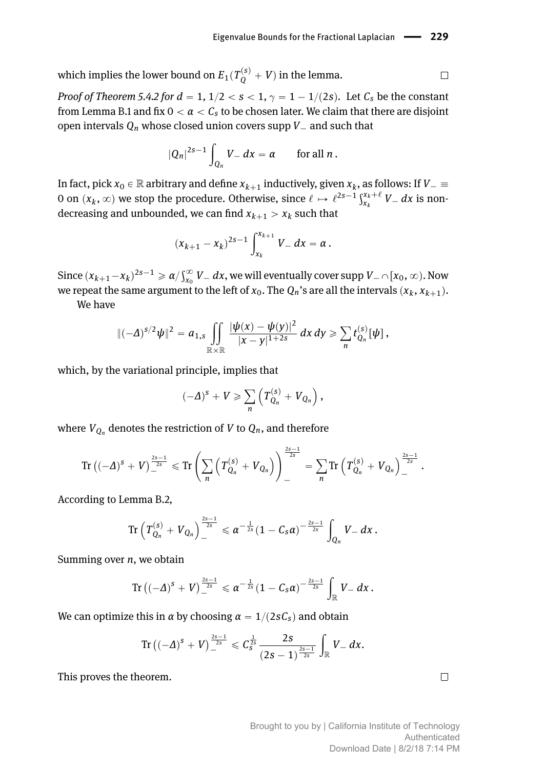which implies the lower bound on $E_1(T_Q^{(s)} + V)$ in the lemma. □

*Proof of Theorem 5.4.2 for $d = 1$, $1/2 < s < 1$, $\gamma = 1 - 1/(2s)$.* Let $C_s$ be the constant from Lemma B.1 and fix $0 < \alpha < C_s$ to be chosen later. We claim that there are disjoint open intervals $Q_n$ whose closed union covers supp $V_-$ and such that

$$|Q_n|^{2s-1} \int_{Q_n} V_- \, dx = \alpha \qquad \text{for all } n\,.$$

In fact, pick $x_0 \in \mathbb{R}$ arbitrary and define $x_{k+1}$ inductively, given $x_k$, as follows: If $V_- \equiv 0$ on $(x_k, \infty)$ we stop the procedure. Otherwise, since $\ell \mapsto \ell^{2s-1} \int_{x_k}^{x_k+\ell} V_- \, dx$ is non-decreasing and unbounded, we can find $x_{k+1} > x_k$ such that

$$(x_{k+1} - x_k)^{2s-1} \int_{x_k}^{x_{k+1}} V_- \, dx = \alpha\,.$$

Since $(x_{k+1} - x_k)^{2s-1} \geqslant \alpha / \int_{x_0}^{\infty} V_- \, dx$, we will eventually cover supp $V_- \cap [x_0, \infty)$. Now we repeat the same argument to the left of $x_0$. The $Q_n$'s are all the intervals $(x_k, x_{k+1})$.

We have

$$\|(-\Delta)^{s/2}\psi\|^2 = a_{1,s} \iint\limits_{\mathbb{R}\times\mathbb{R}} \frac{|\psi(x) - \psi(y)|^2}{|x-y|^{1+2s}} \, dx\, dy \geqslant \sum_n t_{Q_n}^{(s)}[\psi]\,,$$

which, by the variational principle, implies that

$$(-\Delta)^s + V \geqslant \sum_n \left( T_{Q_n}^{(s)} + V_{Q_n} \right),$$

where $V_{Q_n}$ denotes the restriction of $V$ to $Q_n$, and therefore

$$\operatorname{Tr}\left((-\Delta)^s + V\right)_-^{\frac{2s-1}{2s}} \leqslant \operatorname{Tr}\left( \sum_n \left( T_{Q_n}^{(s)} + V_{Q_n} \right) \right)_-^{\frac{2s-1}{2s}} = \sum_n \operatorname{Tr}\left( T_{Q_n}^{(s)} + V_{Q_n} \right)_-^{\frac{2s-1}{2s}}.$$

According to Lemma B.2,

$$\operatorname{Tr}\left( T_{Q_n}^{(s)} + V_{Q_n} \right)_-^{\frac{2s-1}{2s}} \leqslant \alpha^{-\frac{1}{2s}} (1 - C_s\alpha)^{-\frac{2s-1}{2s}} \int_{Q_n} V_- \, dx\,.$$

Summing over $n$, we obtain

$$\operatorname{Tr}\left((-\Delta)^s + V\right)_-^{\frac{2s-1}{2s}} \leqslant \alpha^{-\frac{1}{2s}} (1 - C_s\alpha)^{-\frac{2s-1}{2s}} \int_{\mathbb{R}} V_- \, dx\,.$$

We can optimize this in $\alpha$ by choosing $\alpha = 1/(2sC_s)$ and obtain

$$\operatorname{Tr}\left((-\Delta)^s + V\right)_-^{\frac{2s-1}{2s}} \leqslant C_s^{\frac{1}{2s}} \frac{2s}{(2s-1)^{\frac{2s-1}{2s}}} \int_{\mathbb{R}} V_- \, dx.$$

This proves the theorem. □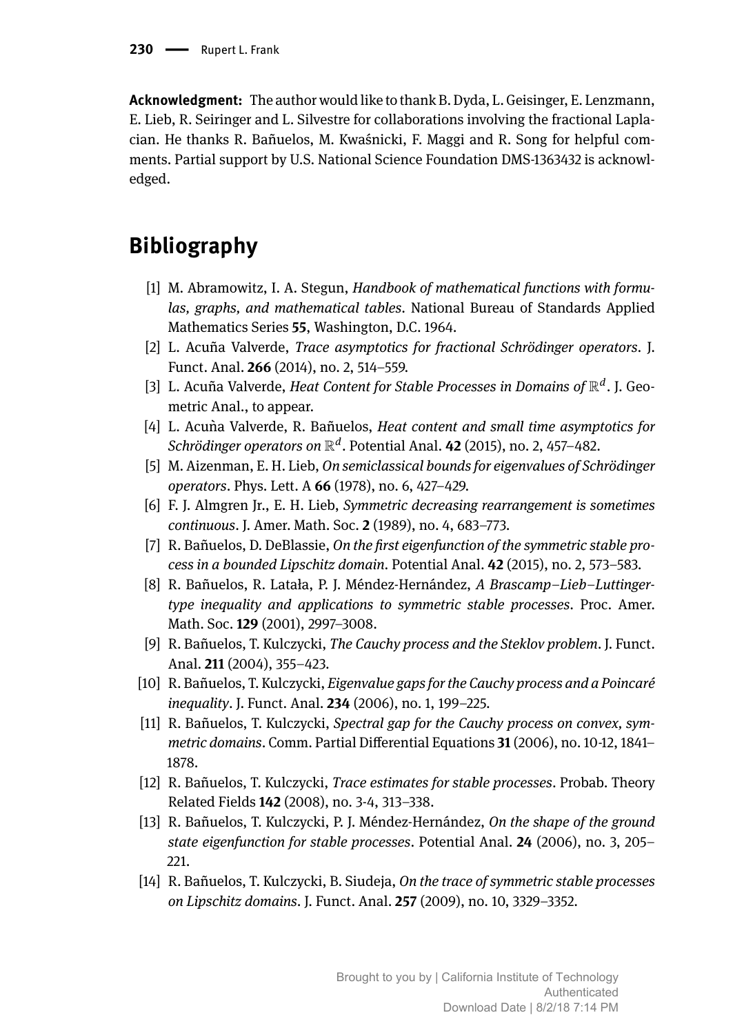**Acknowledgment:** The author would like to thank B. Dyda, L. Geisinger, E. Lenzmann, E. Lieb, R. Seiringer and L. Silvestre for collaborations involving the fractional Laplacian. He thanks R. Bañuelos, M. Kwaśnicki, F. Maggi and R. Song for helpful comments. Partial support by U.S. National Science Foundation DMS-1363432 is acknowledged.

# Bibliography

[1] M. Abramowitz, I. A. Stegun, *Handbook of mathematical functions with formulas, graphs, and mathematical tables*. National Bureau of Standards Applied Mathematics Series **55**, Washington, D.C. 1964.

[2] L. Acuña Valverde, *Trace asymptotics for fractional Schrödinger operators*. J. Funct. Anal. **266** (2014), no. 2, 514–559.

[3] L. Acuña Valverde, *Heat Content for Stable Processes in Domains of $\mathbb{R}^d$*. J. Geometric Anal., to appear.

[4] L. Acuǹa Valverde, R. Bañuelos, *Heat content and small time asymptotics for Schrödinger operators on $\mathbb{R}^d$*. Potential Anal. **42** (2015), no. 2, 457–482.

[5] M. Aizenman, E. H. Lieb, *On semiclassical bounds for eigenvalues of Schrödinger operators*. Phys. Lett. A **66** (1978), no. 6, 427–429.

[6] F. J. Almgren Jr., E. H. Lieb, *Symmetric decreasing rearrangement is sometimes continuous*. J. Amer. Math. Soc. **2** (1989), no. 4, 683–773.

[7] R. Bañuelos, D. DeBlassie, *On the first eigenfunction of the symmetric stable process in a bounded Lipschitz domain*. Potential Anal. **42** (2015), no. 2, 573–583.

[8] R. Bañuelos, R. Latała, P. J. Méndez-Hernández, *A Brascamp–Lieb–Luttinger-type inequality and applications to symmetric stable processes*. Proc. Amer. Math. Soc. **129** (2001), 2997–3008.

[9] R. Bañuelos, T. Kulczycki, *The Cauchy process and the Steklov problem*. J. Funct. Anal. **211** (2004), 355–423.

[10] R. Bañuelos, T. Kulczycki, *Eigenvalue gaps for the Cauchy process and a Poincaré inequality*. J. Funct. Anal. **234** (2006), no. 1, 199–225.

[11] R. Bañuelos, T. Kulczycki, *Spectral gap for the Cauchy process on convex, symmetric domains*. Comm. Partial Differential Equations **31** (2006), no. 10-12, 1841–1878.

[12] R. Bañuelos, T. Kulczycki, *Trace estimates for stable processes*. Probab. Theory Related Fields **142** (2008), no. 3-4, 313–338.

[13] R. Bañuelos, T. Kulczycki, P. J. Méndez-Hernández, *On the shape of the ground state eigenfunction for stable processes*. Potential Anal. **24** (2006), no. 3, 205–221.

[14] R. Bañuelos, T. Kulczycki, B. Siudeja, *On the trace of symmetric stable processes on Lipschitz domains*. J. Funct. Anal. **257** (2009), no. 10, 3329–3352.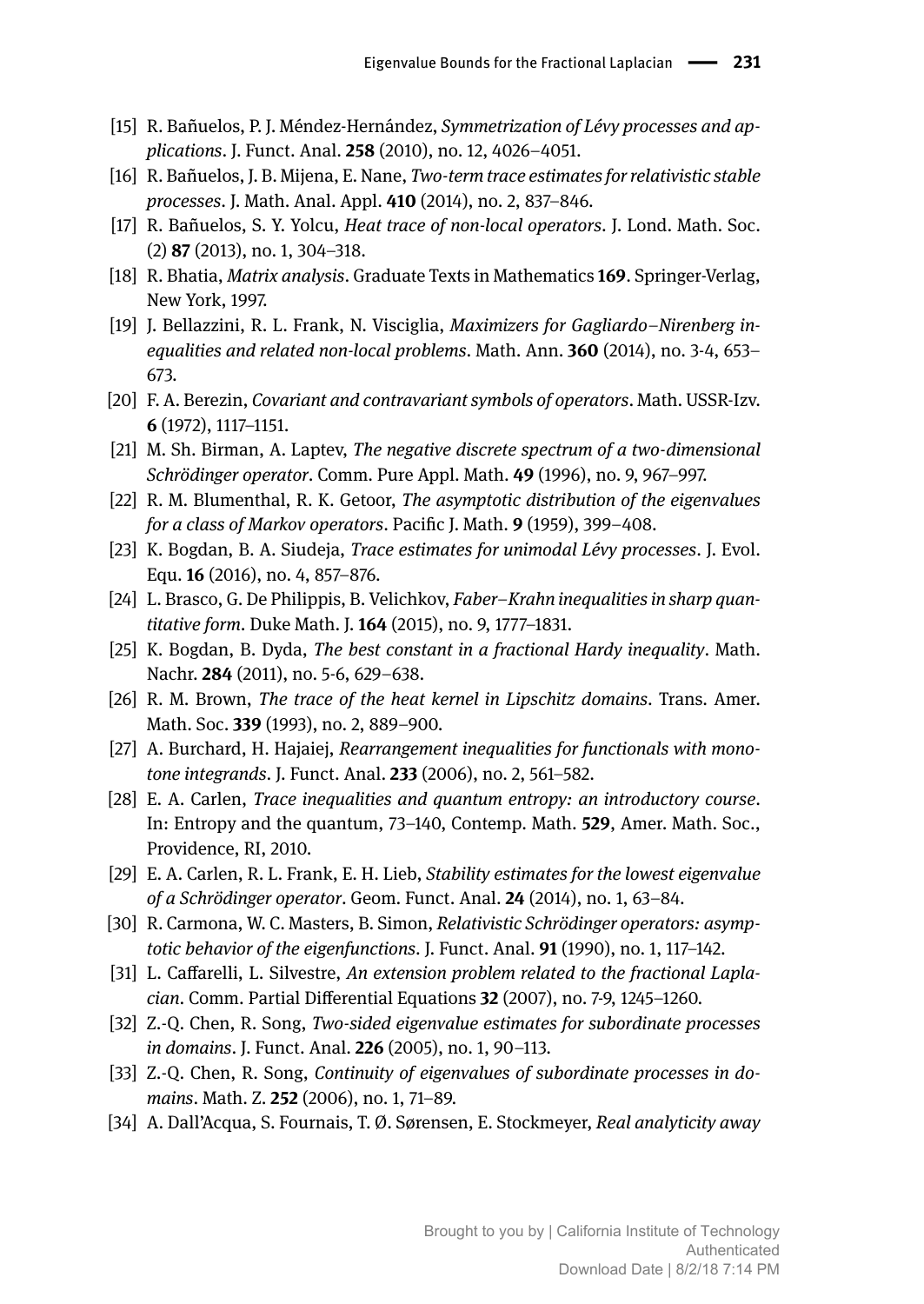[15] R. Bañuelos, P. J. Méndez-Hernández, *Symmetrization of Lévy processes and applications*. J. Funct. Anal. **258** (2010), no. 12, 4026–4051.

[16] R. Bañuelos, J. B. Mijena, E. Nane, *Two-term trace estimates for relativistic stable processes*. J. Math. Anal. Appl. **410** (2014), no. 2, 837–846.

[17] R. Bañuelos, S. Y. Yolcu, *Heat trace of non-local operators*. J. Lond. Math. Soc. (2) **87** (2013), no. 1, 304–318.

[18] R. Bhatia, *Matrix analysis*. Graduate Texts in Mathematics **169**. Springer-Verlag, New York, 1997.

[19] J. Bellazzini, R. L. Frank, N. Visciglia, *Maximizers for Gagliardo–Nirenberg inequalities and related non-local problems*. Math. Ann. **360** (2014), no. 3-4, 653–673.

[20] F. A. Berezin, *Covariant and contravariant symbols of operators*. Math. USSR-Izv. **6** (1972), 1117–1151.

[21] M. Sh. Birman, A. Laptev, *The negative discrete spectrum of a two-dimensional Schrödinger operator*. Comm. Pure Appl. Math. **49** (1996), no. 9, 967–997.

[22] R. M. Blumenthal, R. K. Getoor, *The asymptotic distribution of the eigenvalues for a class of Markov operators*. Pacific J. Math. **9** (1959), 399–408.

[23] K. Bogdan, B. A. Siudeja, *Trace estimates for unimodal Lévy processes*. J. Evol. Equ. **16** (2016), no. 4, 857–876.

[24] L. Brasco, G. De Philippis, B. Velichkov, *Faber–Krahn inequalities in sharp quantitative form*. Duke Math. J. **164** (2015), no. 9, 1777–1831.

[25] K. Bogdan, B. Dyda, *The best constant in a fractional Hardy inequality*. Math. Nachr. **284** (2011), no. 5-6, 629–638.

[26] R. M. Brown, *The trace of the heat kernel in Lipschitz domains*. Trans. Amer. Math. Soc. **339** (1993), no. 2, 889–900.

[27] A. Burchard, H. Hajaiej, *Rearrangement inequalities for functionals with monotone integrands*. J. Funct. Anal. **233** (2006), no. 2, 561–582.

[28] E. A. Carlen, *Trace inequalities and quantum entropy: an introductory course*. In: Entropy and the quantum, 73–140, Contemp. Math. **529**, Amer. Math. Soc., Providence, RI, 2010.

[29] E. A. Carlen, R. L. Frank, E. H. Lieb, *Stability estimates for the lowest eigenvalue of a Schrödinger operator*. Geom. Funct. Anal. **24** (2014), no. 1, 63–84.

[30] R. Carmona, W. C. Masters, B. Simon, *Relativistic Schrödinger operators: asymptotic behavior of the eigenfunctions*. J. Funct. Anal. **91** (1990), no. 1, 117–142.

[31] L. Caffarelli, L. Silvestre, *An extension problem related to the fractional Laplacian*. Comm. Partial Differential Equations **32** (2007), no. 7-9, 1245–1260.

[32] Z.-Q. Chen, R. Song, *Two-sided eigenvalue estimates for subordinate processes in domains*. J. Funct. Anal. **226** (2005), no. 1, 90–113.

[33] Z.-Q. Chen, R. Song, *Continuity of eigenvalues of subordinate processes in domains*. Math. Z. **252** (2006), no. 1, 71–89.

[34] A. Dall'Acqua, S. Fournais, T. Ø. Sørensen, E. Stockmeyer, *Real analyticity away*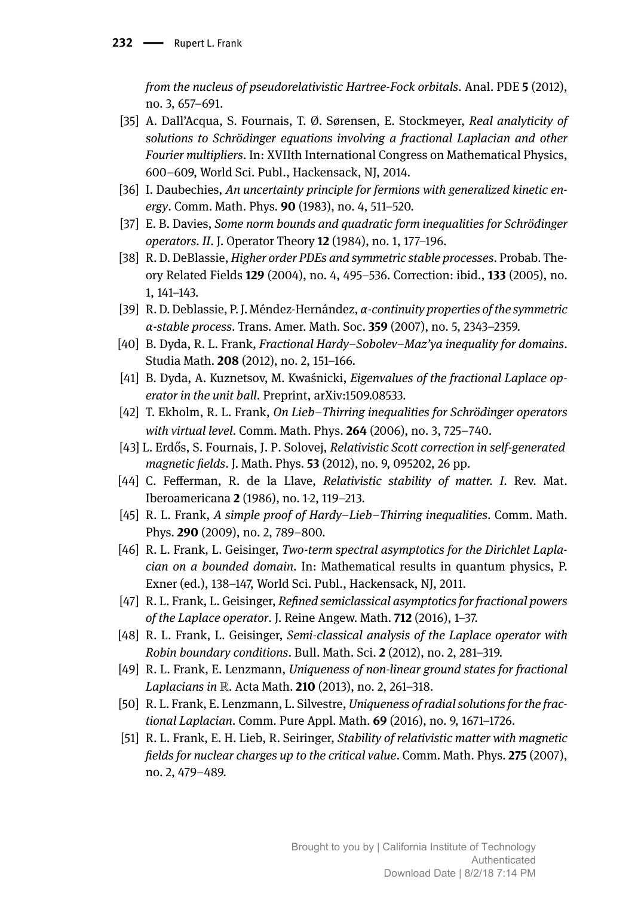*from the nucleus of pseudorelativistic Hartree-Fock orbitals*. Anal. PDE **5** (2012), no. 3, 657–691.

[35] A. Dall'Acqua, S. Fournais, T. Ø. Sørensen, E. Stockmeyer, *Real analyticity of solutions to Schrödinger equations involving a fractional Laplacian and other Fourier multipliers*. In: XVIIth International Congress on Mathematical Physics, 600–609, World Sci. Publ., Hackensack, NJ, 2014.

[36] I. Daubechies, *An uncertainty principle for fermions with generalized kinetic energy*. Comm. Math. Phys. **90** (1983), no. 4, 511–520.

[37] E. B. Davies, *Some norm bounds and quadratic form inequalities for Schrödinger operators. II*. J. Operator Theory **12** (1984), no. 1, 177–196.

[38] R. D. DeBlassie, *Higher order PDEs and symmetric stable processes*. Probab. Theory Related Fields **129** (2004), no. 4, 495–536. Correction: ibid., **133** (2005), no. 1, 141–143.

[39] R. D. Deblassie, P. J. Méndez-Hernández, *α-continuity properties of the symmetric α-stable process*. Trans. Amer. Math. Soc. **359** (2007), no. 5, 2343–2359.

[40] B. Dyda, R. L. Frank, *Fractional Hardy–Sobolev–Maz'ya inequality for domains*. Studia Math. **208** (2012), no. 2, 151–166.

[41] B. Dyda, A. Kuznetsov, M. Kwaśnicki, *Eigenvalues of the fractional Laplace operator in the unit ball*. Preprint, arXiv:1509.08533.

[42] T. Ekholm, R. L. Frank, *On Lieb–Thirring inequalities for Schrödinger operators with virtual level*. Comm. Math. Phys. **264** (2006), no. 3, 725–740.

[43] L. Erdős, S. Fournais, J. P. Solovej, *Relativistic Scott correction in self-generated magnetic fields*. J. Math. Phys. **53** (2012), no. 9, 095202, 26 pp.

[44] C. Fefferman, R. de la Llave, *Relativistic stability of matter. I*. Rev. Mat. Iberoamericana **2** (1986), no. 1-2, 119–213.

[45] R. L. Frank, *A simple proof of Hardy–Lieb–Thirring inequalities*. Comm. Math. Phys. **290** (2009), no. 2, 789–800.

[46] R. L. Frank, L. Geisinger, *Two-term spectral asymptotics for the Dirichlet Laplacian on a bounded domain*. In: Mathematical results in quantum physics, P. Exner (ed.), 138–147, World Sci. Publ., Hackensack, NJ, 2011.

[47] R. L. Frank, L. Geisinger, *Refined semiclassical asymptotics for fractional powers of the Laplace operator*. J. Reine Angew. Math. **712** (2016), 1–37.

[48] R. L. Frank, L. Geisinger, *Semi-classical analysis of the Laplace operator with Robin boundary conditions*. Bull. Math. Sci. **2** (2012), no. 2, 281–319.

[49] R. L. Frank, E. Lenzmann, *Uniqueness of non-linear ground states for fractional Laplacians in* $\mathbb{R}$. Acta Math. **210** (2013), no. 2, 261–318.

[50] R. L. Frank, E. Lenzmann, L. Silvestre, *Uniqueness of radial solutions for the fractional Laplacian*. Comm. Pure Appl. Math. **69** (2016), no. 9, 1671–1726.

[51] R. L. Frank, E. H. Lieb, R. Seiringer, *Stability of relativistic matter with magnetic fields for nuclear charges up to the critical value*. Comm. Math. Phys. **275** (2007), no. 2, 479–489.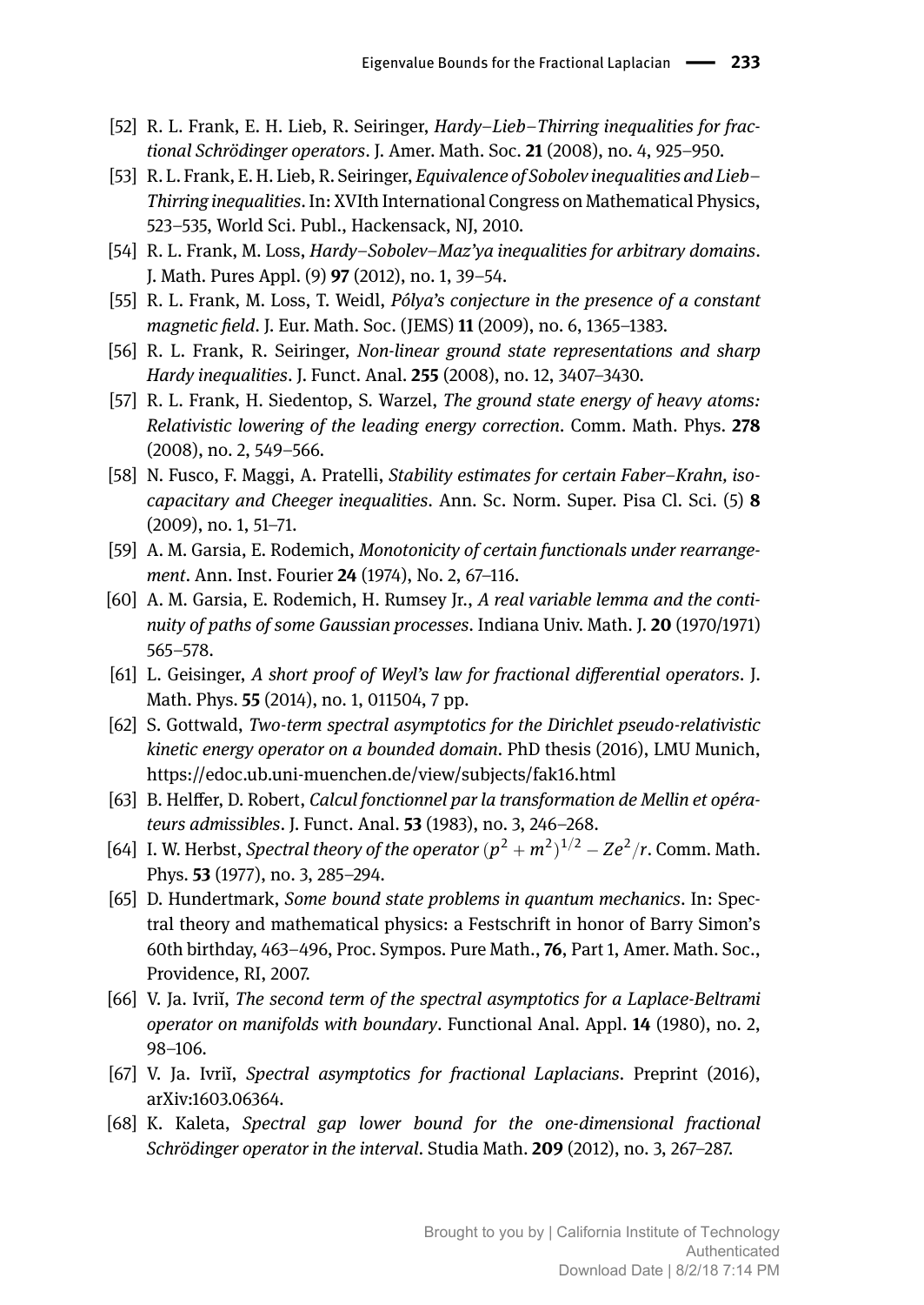[52] R. L. Frank, E. H. Lieb, R. Seiringer, *Hardy–Lieb–Thirring inequalities for fractional Schrödinger operators*. J. Amer. Math. Soc. **21** (2008), no. 4, 925–950.

[53] R. L. Frank, E. H. Lieb, R. Seiringer, *Equivalence of Sobolev inequalities and Lieb–Thirring inequalities*. In: XVIth International Congress on Mathematical Physics, 523–535, World Sci. Publ., Hackensack, NJ, 2010.

[54] R. L. Frank, M. Loss, *Hardy–Sobolev–Maz'ya inequalities for arbitrary domains*. J. Math. Pures Appl. (9) **97** (2012), no. 1, 39–54.

[55] R. L. Frank, M. Loss, T. Weidl, *Pólya's conjecture in the presence of a constant magnetic field*. J. Eur. Math. Soc. (JEMS) **11** (2009), no. 6, 1365–1383.

[56] R. L. Frank, R. Seiringer, *Non-linear ground state representations and sharp Hardy inequalities*. J. Funct. Anal. **255** (2008), no. 12, 3407–3430.

[57] R. L. Frank, H. Siedentop, S. Warzel, *The ground state energy of heavy atoms: Relativistic lowering of the leading energy correction*. Comm. Math. Phys. **278** (2008), no. 2, 549–566.

[58] N. Fusco, F. Maggi, A. Pratelli, *Stability estimates for certain Faber–Krahn, isocapacitary and Cheeger inequalities*. Ann. Sc. Norm. Super. Pisa Cl. Sci. (5) **8** (2009), no. 1, 51–71.

[59] A. M. Garsia, E. Rodemich, *Monotonicity of certain functionals under rearrangement*. Ann. Inst. Fourier **24** (1974), No. 2, 67–116.

[60] A. M. Garsia, E. Rodemich, H. Rumsey Jr., *A real variable lemma and the continuity of paths of some Gaussian processes*. Indiana Univ. Math. J. **20** (1970/1971) 565–578.

[61] L. Geisinger, *A short proof of Weyl's law for fractional differential operators*. J. Math. Phys. **55** (2014), no. 1, 011504, 7 pp.

[62] S. Gottwald, *Two-term spectral asymptotics for the Dirichlet pseudo-relativistic kinetic energy operator on a bounded domain*. PhD thesis (2016), LMU Munich, https://edoc.ub.uni-muenchen.de/view/subjects/fak16.html

[63] B. Helffer, D. Robert, *Calcul fonctionnel par la transformation de Mellin et opérateurs admissibles*. J. Funct. Anal. **53** (1983), no. 3, 246–268.

[64] I. W. Herbst, *Spectral theory of the operator* $(p^2 + m^2)^{1/2} - Ze^2/r$. Comm. Math. Phys. **53** (1977), no. 3, 285–294.

[65] D. Hundertmark, *Some bound state problems in quantum mechanics*. In: Spectral theory and mathematical physics: a Festschrift in honor of Barry Simon's 60th birthday, 463–496, Proc. Sympos. Pure Math., **76**, Part 1, Amer. Math. Soc., Providence, RI, 2007.

[66] V. Ja. Ivriĭ, *The second term of the spectral asymptotics for a Laplace-Beltrami operator on manifolds with boundary*. Functional Anal. Appl. **14** (1980), no. 2, 98–106.

[67] V. Ja. Ivriĭ, *Spectral asymptotics for fractional Laplacians*. Preprint (2016), arXiv:1603.06364.

[68] K. Kaleta, *Spectral gap lower bound for the one-dimensional fractional Schrödinger operator in the interval*. Studia Math. **209** (2012), no. 3, 267–287.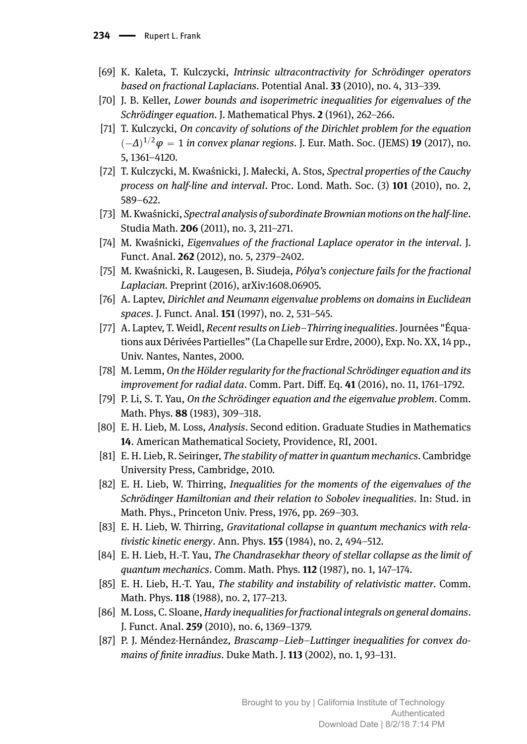[69] K. Kaleta, T. Kulczycki, *Intrinsic ultracontractivity for Schrödinger operators based on fractional Laplacians*. Potential Anal. **33** (2010), no. 4, 313–339.

[70] J. B. Keller, *Lower bounds and isoperimetric inequalities for eigenvalues of the Schrödinger equation*. J. Mathematical Phys. **2** (1961), 262–266.

[71] T. Kulczycki, *On concavity of solutions of the Dirichlet problem for the equation $(-\Delta)^{1/2}\varphi = 1$ in convex planar regions*. J. Eur. Math. Soc. (JEMS) **19** (2017), no. 5, 1361–4120.

[72] T. Kulczycki, M. Kwaśnicki, J. Małecki, A. Stos, *Spectral properties of the Cauchy process on half-line and interval*. Proc. Lond. Math. Soc. (3) **101** (2010), no. 2, 589–622.

[73] M. Kwaśnicki, *Spectral analysis of subordinate Brownian motions on the half-line*. Studia Math. **206** (2011), no. 3, 211–271.

[74] M. Kwaśnicki, *Eigenvalues of the fractional Laplace operator in the interval*. J. Funct. Anal. **262** (2012), no. 5, 2379–2402.

[75] M. Kwaśnicki, R. Laugesen, B. Siudeja, *Pólya's conjecture fails for the fractional Laplacian*. Preprint (2016), arXiv:1608.06905.

[76] A. Laptev, *Dirichlet and Neumann eigenvalue problems on domains in Euclidean spaces*. J. Funct. Anal. **151** (1997), no. 2, 531–545.

[77] A. Laptev, T. Weidl, *Recent results on Lieb–Thirring inequalities*. Journées "Équations aux Dérivées Partielles" (La Chapelle sur Erdre, 2000), Exp. No. XX, 14 pp., Univ. Nantes, Nantes, 2000.

[78] M. Lemm, *On the Hölder regularity for the fractional Schrödinger equation and its improvement for radial data*. Comm. Part. Diff. Eq. **41** (2016), no. 11, 1761–1792.

[79] P. Li, S. T. Yau, *On the Schrödinger equation and the eigenvalue problem*. Comm. Math. Phys. **88** (1983), 309–318.

[80] E. H. Lieb, M. Loss, *Analysis*. Second edition. Graduate Studies in Mathematics **14**. American Mathematical Society, Providence, RI, 2001.

[81] E. H. Lieb, R. Seiringer, *The stability of matter in quantum mechanics*. Cambridge University Press, Cambridge, 2010.

[82] E. H. Lieb, W. Thirring, *Inequalities for the moments of the eigenvalues of the Schrödinger Hamiltonian and their relation to Sobolev inequalities*. In: Stud. in Math. Phys., Princeton Univ. Press, 1976, pp. 269–303.

[83] E. H. Lieb, W. Thirring, *Gravitational collapse in quantum mechanics with relativistic kinetic energy*. Ann. Phys. **155** (1984), no. 2, 494–512.

[84] E. H. Lieb, H.-T. Yau, *The Chandrasekhar theory of stellar collapse as the limit of quantum mechanics*. Comm. Math. Phys. **112** (1987), no. 1, 147–174.

[85] E. H. Lieb, H.-T. Yau, *The stability and instability of relativistic matter*. Comm. Math. Phys. **118** (1988), no. 2, 177–213.

[86] M. Loss, C. Sloane, *Hardy inequalities for fractional integrals on general domains*. J. Funct. Anal. **259** (2010), no. 6, 1369–1379.

[87] P. J. Méndez-Hernández, *Brascamp–Lieb–Luttinger inequalities for convex domains of finite inradius*. Duke Math. J. **113** (2002), no. 1, 93–131.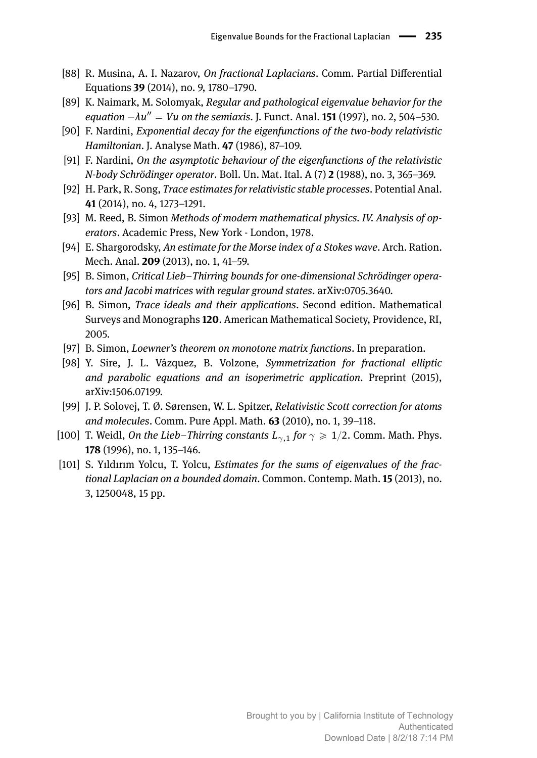[88] R. Musina, A. I. Nazarov, *On fractional Laplacians*. Comm. Partial Differential Equations **39** (2014), no. 9, 1780–1790.

[89] K. Naimark, M. Solomyak, *Regular and pathological eigenvalue behavior for the equation $-\lambda u'' = Vu$ on the semiaxis*. J. Funct. Anal. **151** (1997), no. 2, 504–530.

[90] F. Nardini, *Exponential decay for the eigenfunctions of the two-body relativistic Hamiltonian*. J. Analyse Math. **47** (1986), 87–109.

[91] F. Nardini, *On the asymptotic behaviour of the eigenfunctions of the relativistic N-body Schrödinger operator*. Boll. Un. Mat. Ital. A (7) **2** (1988), no. 3, 365–369.

[92] H. Park, R. Song, *Trace estimates for relativistic stable processes*. Potential Anal. **41** (2014), no. 4, 1273–1291.

[93] M. Reed, B. Simon *Methods of modern mathematical physics. IV. Analysis of operators*. Academic Press, New York - London, 1978.

[94] E. Shargorodsky, *An estimate for the Morse index of a Stokes wave*. Arch. Ration. Mech. Anal. **209** (2013), no. 1, 41–59.

[95] B. Simon, *Critical Lieb–Thirring bounds for one-dimensional Schrödinger operators and Jacobi matrices with regular ground states*. arXiv:0705.3640.

[96] B. Simon, *Trace ideals and their applications*. Second edition. Mathematical Surveys and Monographs **120**. American Mathematical Society, Providence, RI, 2005.

[97] B. Simon, *Loewner's theorem on monotone matrix functions*. In preparation.

[98] Y. Sire, J. L. Vázquez, B. Volzone, *Symmetrization for fractional elliptic and parabolic equations and an isoperimetric application*. Preprint (2015), arXiv:1506.07199.

[99] J. P. Solovej, T. Ø. Sørensen, W. L. Spitzer, *Relativistic Scott correction for atoms and molecules*. Comm. Pure Appl. Math. **63** (2010), no. 1, 39–118.

[100] T. Weidl, *On the Lieb–Thirring constants $L_{\gamma,1}$ for $\gamma \geqslant 1/2$*. Comm. Math. Phys. **178** (1996), no. 1, 135–146.

[101] S. Yıldırım Yolcu, T. Yolcu, *Estimates for the sums of eigenvalues of the fractional Laplacian on a bounded domain*. Commun. Contemp. Math. **15** (2013), no. 3, 1250048, 15 pp.